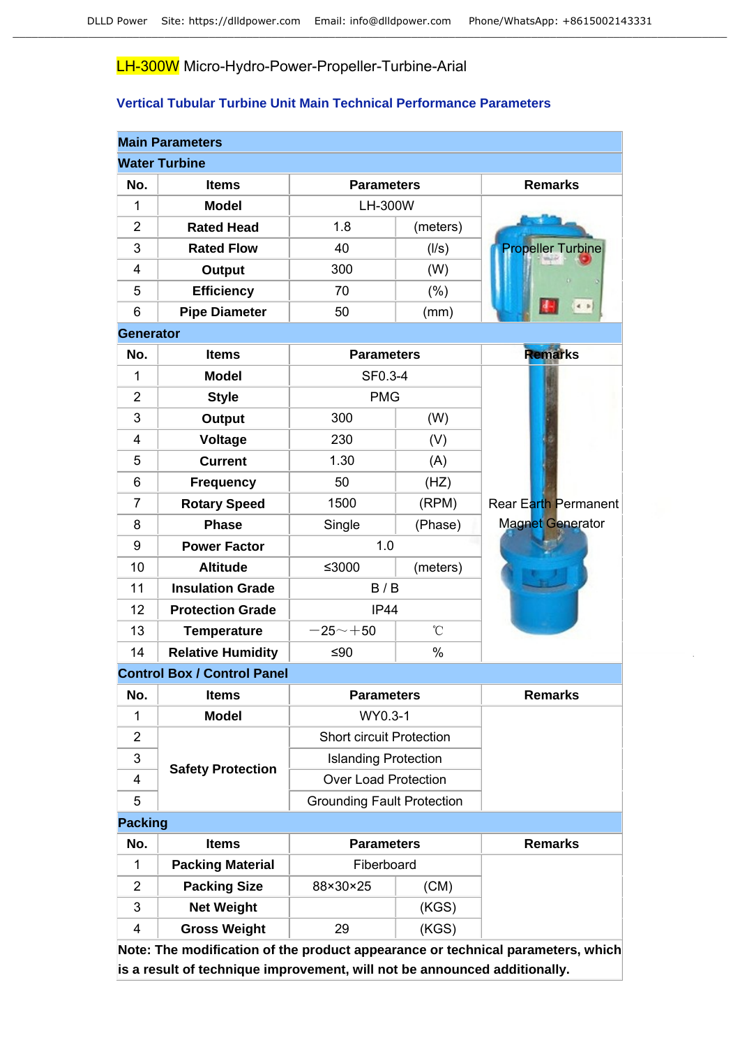# LH-300W Micro-Hydro-Power-Propeller-Turbine-Arial

## Vertical Tubular Turbine Unit Main Technical Performance Parameters

| Main Parameters | | | | |
|---|---|---|---|---|
| **Water Turbine** | | | | |
| **No.** | **Items** | **Parameters** | | **Remarks** |
| 1 | **Model** | LH-300W | | Propeller Turbine |
| 2 | **Rated Head** | 1.8 | (meters) | |
| 3 | **Rated Flow** | 40 | (l/s) | |
| 4 | **Output** | 300 | (W) | |
| 5 | **Efficiency** | 70 | (%) | |
| 6 | **Pipe Diameter** | 50 | (mm) | |
| **Generator** | | | | |
| **No.** | **Items** | **Parameters** | | **Remarks** |
| 1 | **Model** | SF0.3-4 | | Rear Earth Permanent Magnet Generator |
| 2 | **Style** | PMG | | |
| 3 | **Output** | 300 | (W) | |
| 4 | **Voltage** | 230 | (V) | |
| 5 | **Current** | 1.30 | (A) | |
| 6 | **Frequency** | 50 | (HZ) | |
| 7 | **Rotary Speed** | 1500 | (RPM) | |
| 8 | **Phase** | Single | (Phase) | |
| 9 | **Power Factor** | 1.0 | | |
| 10 | **Altitude** | ≤3000 | (meters) | |
| 11 | **Insulation Grade** | B / B | | |
| 12 | **Protection Grade** | IP44 | | |
| 13 | **Temperature** | －25～＋50 | ℃ | |
| 14 | **Relative Humidity** | ≤90 | % | |
| **Control Box / Control Panel** | | | | |
| **No.** | **Items** | **Parameters** | | **Remarks** |
| 1 | **Model** | WY0.3-1 | | |
| 2 | **Safety Protection** | Short circuit Protection | | |
| 3 | | Islanding Protection | | |
| 4 | | Over Load Protection | | |
| 5 | | Grounding Fault Protection | | |
| **Packing** | | | | |
| **No.** | **Items** | **Parameters** | | **Remarks** |
| 1 | **Packing Material** | Fiberboard | | |
| 2 | **Packing Size** | 88×30×25 | (CM) | |
| 3 | **Net Weight** | | (KGS) | |
| 4 | **Gross Weight** | 29 | (KGS) | |

**Note: The modification of the product appearance or technical parameters, which is a result of technique improvement, will not be announced additionally.**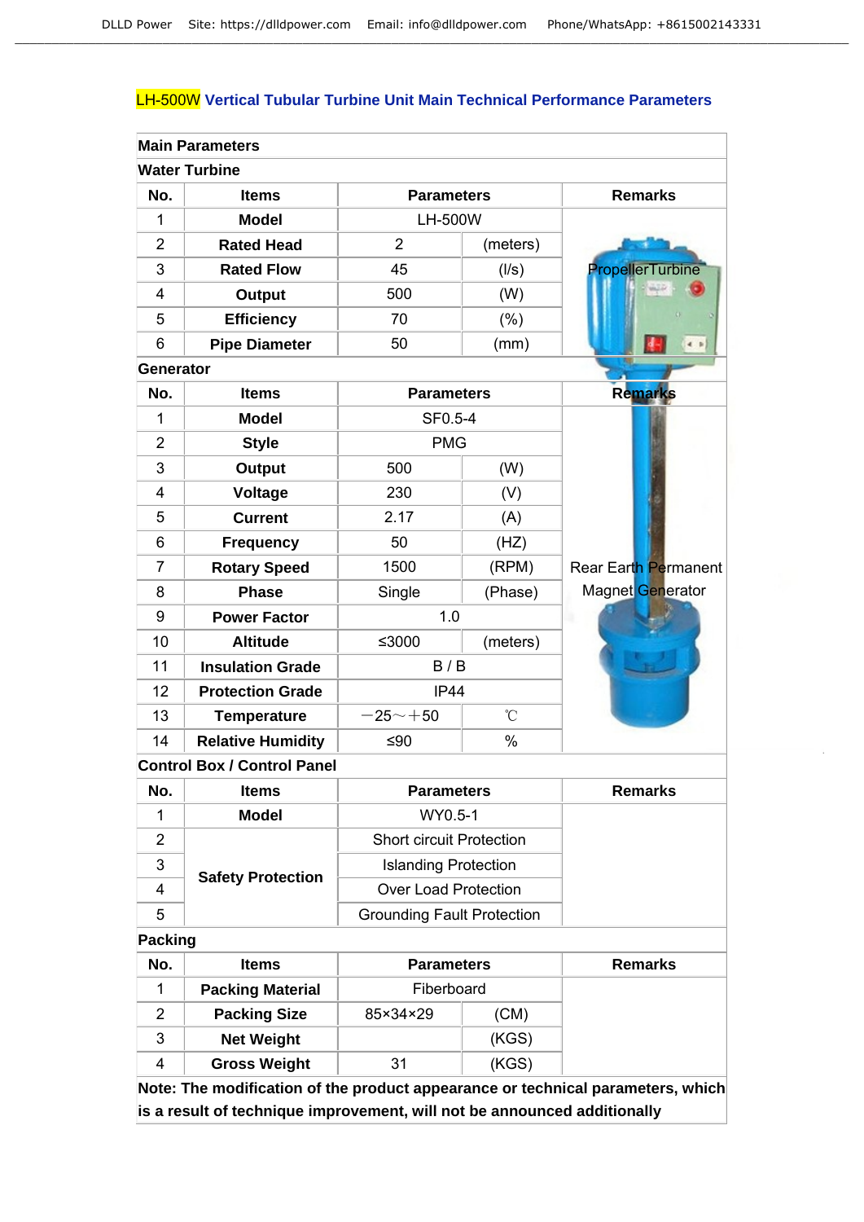## LH-500W Vertical Tubular Turbine Unit Main Technical Performance Parameters

**Main Parameters**

**Water Turbine**

| No. | Items | Parameters | | Remarks |
|---|---|---|---|---|
| 1 | Model | LH-500W | | PropellerTurbine |
| 2 | Rated Head | 2 | (meters) | |
| 3 | Rated Flow | 45 | (l/s) | |
| 4 | Output | 500 | (W) | |
| 5 | Efficiency | 70 | (%) | |
| 6 | Pipe Diameter | 50 | (mm) | |

**Generator**

| No. | Items | Parameters | | Remarks |
|---|---|---|---|---|
| 1 | Model | SF0.5-4 | | Rear Earth Permanent Magnet Generator |
| 2 | Style | PMG | | |
| 3 | Output | 500 | (W) | |
| 4 | Voltage | 230 | (V) | |
| 5 | Current | 2.17 | (A) | |
| 6 | Frequency | 50 | (HZ) | |
| 7 | Rotary Speed | 1500 | (RPM) | |
| 8 | Phase | Single | (Phase) | |
| 9 | Power Factor | 1.0 | | |
| 10 | Altitude | ≤3000 | (meters) | |
| 11 | Insulation Grade | B / B | | |
| 12 | Protection Grade | IP44 | | |
| 13 | Temperature | －25～＋50 | ℃ | |
| 14 | Relative Humidity | ≤90 | % | |

**Control Box / Control Panel**

| No. | Items | Parameters | Remarks |
|---|---|---|---|
| 1 | Model | WY0.5-1 | |
| 2 | Safety Protection | Short circuit Protection | |
| 3 | | Islanding Protection | |
| 4 | | Over Load Protection | |
| 5 | | Grounding Fault Protection | |

**Packing**

| No. | Items | Parameters | | Remarks |
|---|---|---|---|---|
| 1 | Packing Material | Fiberboard | | |
| 2 | Packing Size | 85×34×29 | (CM) | |
| 3 | Net Weight | | (KGS) | |
| 4 | Gross Weight | 31 | (KGS) | |

**Note: The modification of the product appearance or technical parameters, which is a result of technique improvement, will not be announced additionally**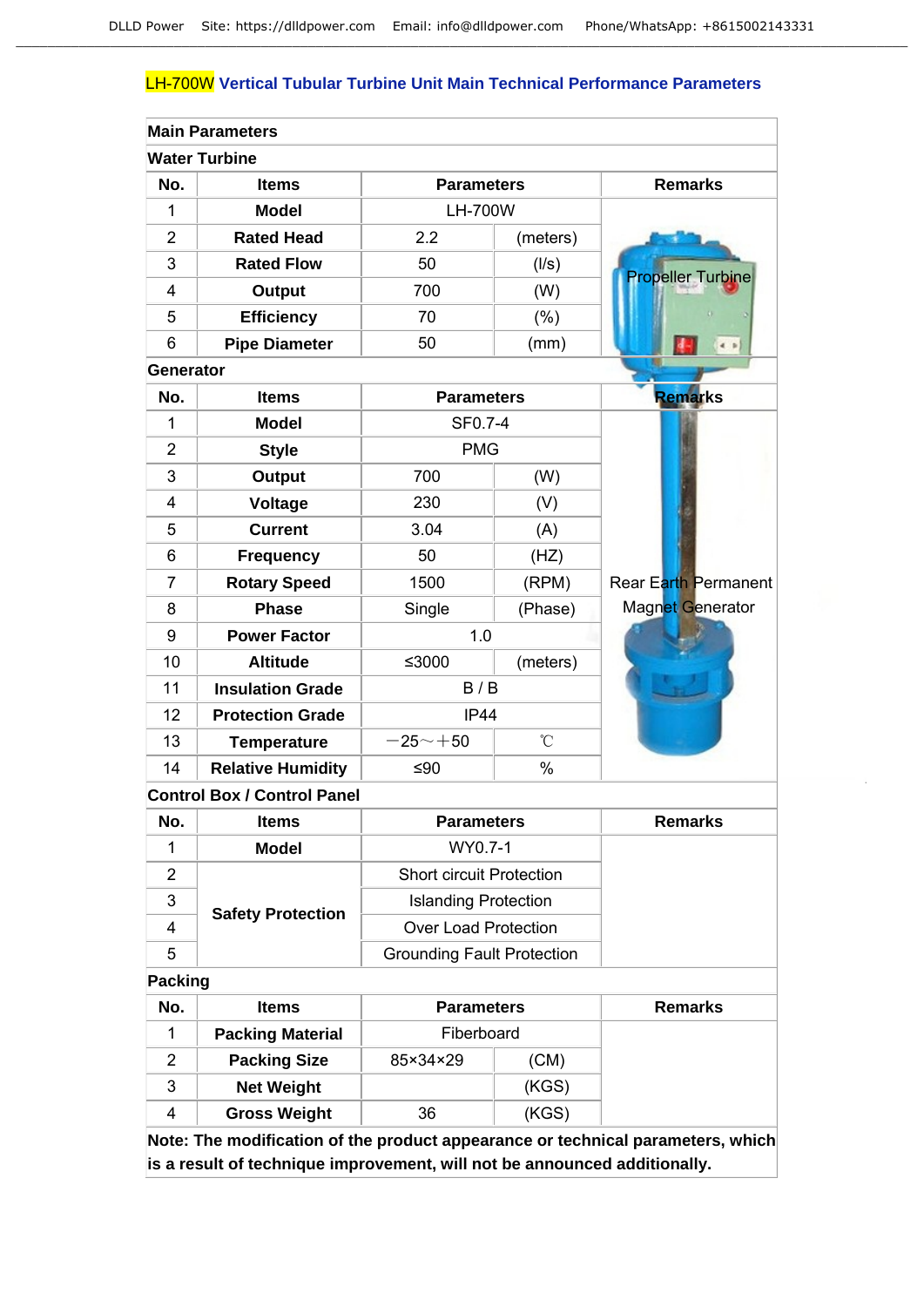## LH-700W Vertical Tubular Turbine Unit Main Technical Performance Parameters

| Main Parameters | | | | |
|---|---|---|---|---|
| **Water Turbine** | | | | |
| **No.** | **Items** | **Parameters** | | **Remarks** |
| 1 | **Model** | LH-700W | | Propeller Turbine |
| 2 | **Rated Head** | 2.2 | (meters) | |
| 3 | **Rated Flow** | 50 | (l/s) | |
| 4 | **Output** | 700 | (W) | |
| 5 | **Efficiency** | 70 | (%) | |
| 6 | **Pipe Diameter** | 50 | (mm) | |
| **Generator** | | | | |
| **No.** | **Items** | **Parameters** | | **Remarks** |
| 1 | **Model** | SF0.7-4 | | Rear Earth Permanent Magnet Generator |
| 2 | **Style** | PMG | | |
| 3 | **Output** | 700 | (W) | |
| 4 | **Voltage** | 230 | (V) | |
| 5 | **Current** | 3.04 | (A) | |
| 6 | **Frequency** | 50 | (HZ) | |
| 7 | **Rotary Speed** | 1500 | (RPM) | |
| 8 | **Phase** | Single | (Phase) | |
| 9 | **Power Factor** | 1.0 | | |
| 10 | **Altitude** | ≤3000 | (meters) | |
| 11 | **Insulation Grade** | B / B | | |
| 12 | **Protection Grade** | IP44 | | |
| 13 | **Temperature** | －25～＋50 | ℃ | |
| 14 | **Relative Humidity** | ≤90 | % | |
| **Control Box / Control Panel** | | | | |
| **No.** | **Items** | **Parameters** | | **Remarks** |
| 1 | **Model** | WY0.7-1 | | |
| 2 | **Safety Protection** | Short circuit Protection | | |
| 3 | | Islanding Protection | | |
| 4 | | Over Load Protection | | |
| 5 | | Grounding Fault Protection | | |
| **Packing** | | | | |
| **No.** | **Items** | **Parameters** | | **Remarks** |
| 1 | **Packing Material** | Fiberboard | | |
| 2 | **Packing Size** | 85×34×29 | (CM) | |
| 3 | **Net Weight** | | (KGS) | |
| 4 | **Gross Weight** | 36 | (KGS) | |

**Note: The modification of the product appearance or technical parameters, which is a result of technique improvement, will not be announced additionally.**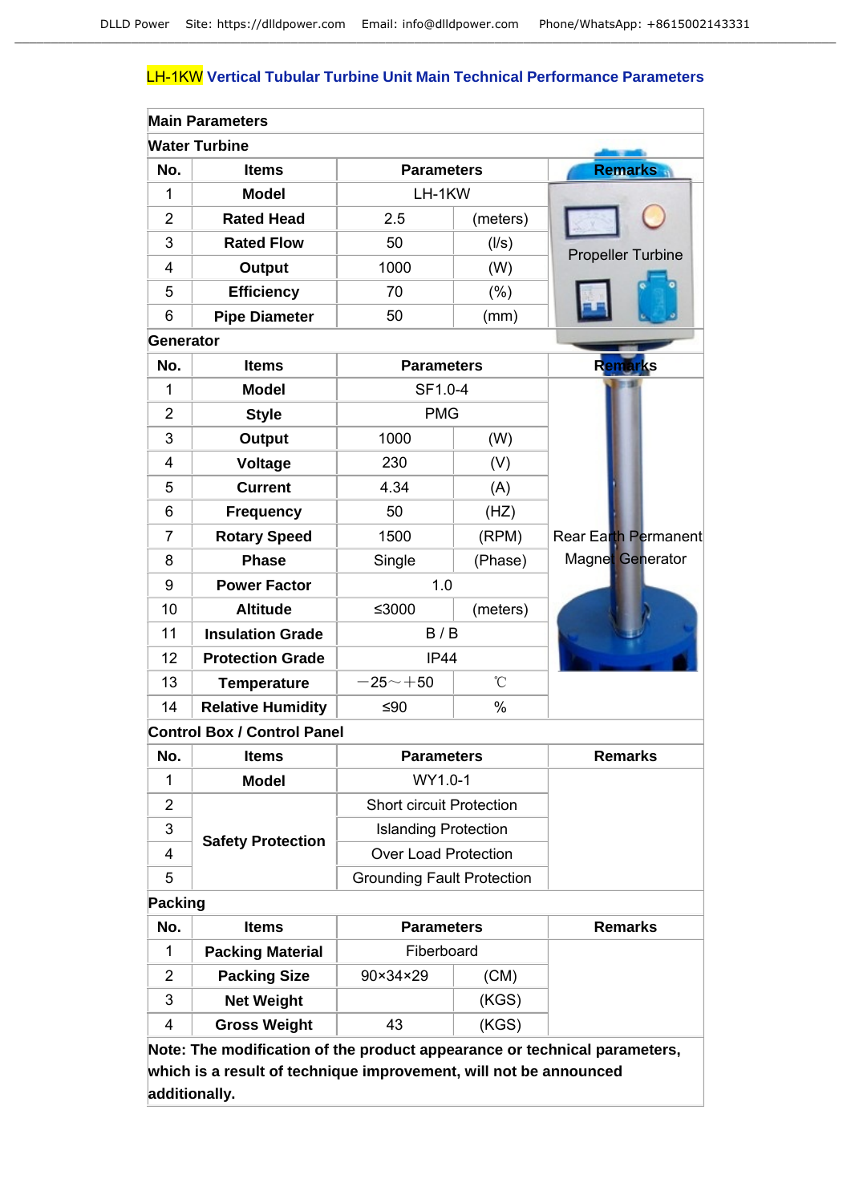## LH-1KW Vertical Tubular Turbine Unit Main Technical Performance Parameters

**Main Parameters**

**Water Turbine**

| No. | Items | Parameters | | Remarks |
|---|---|---|---|---|
| 1 | **Model** | LH-1KW | | Propeller Turbine |
| 2 | **Rated Head** | 2.5 | (meters) | |
| 3 | **Rated Flow** | 50 | (l/s) | |
| 4 | **Output** | 1000 | (W) | |
| 5 | **Efficiency** | 70 | (%) | |
| 6 | **Pipe Diameter** | 50 | (mm) | |

**Generator**

| No. | Items | Parameters | | Remarks |
|---|---|---|---|---|
| 1 | **Model** | SF1.0-4 | | Rear Earth Permanent Magnet Generator |
| 2 | **Style** | PMG | | |
| 3 | **Output** | 1000 | (W) | |
| 4 | **Voltage** | 230 | (V) | |
| 5 | **Current** | 4.34 | (A) | |
| 6 | **Frequency** | 50 | (HZ) | |
| 7 | **Rotary Speed** | 1500 | (RPM) | |
| 8 | **Phase** | Single | (Phase) | |
| 9 | **Power Factor** | 1.0 | | |
| 10 | **Altitude** | ≤3000 | (meters) | |
| 11 | **Insulation Grade** | B / B | | |
| 12 | **Protection Grade** | IP44 | | |
| 13 | **Temperature** | －25～＋50 | ℃ | |
| 14 | **Relative Humidity** | ≤90 | % | |

**Control Box / Control Panel**

| No. | Items | Parameters | Remarks |
|---|---|---|---|
| 1 | **Model** | WY1.0-1 | |
| 2 | **Safety Protection** | Short circuit Protection | |
| 3 | | Islanding Protection | |
| 4 | | Over Load Protection | |
| 5 | | Grounding Fault Protection | |

**Packing**

| No. | Items | Parameters | | Remarks |
|---|---|---|---|---|
| 1 | **Packing Material** | Fiberboard | | |
| 2 | **Packing Size** | 90×34×29 | (CM) | |
| 3 | **Net Weight** | | (KGS) | |
| 4 | **Gross Weight** | 43 | (KGS) | |

**Note: The modification of the product appearance or technical parameters, which is a result of technique improvement, will not be announced additionally.**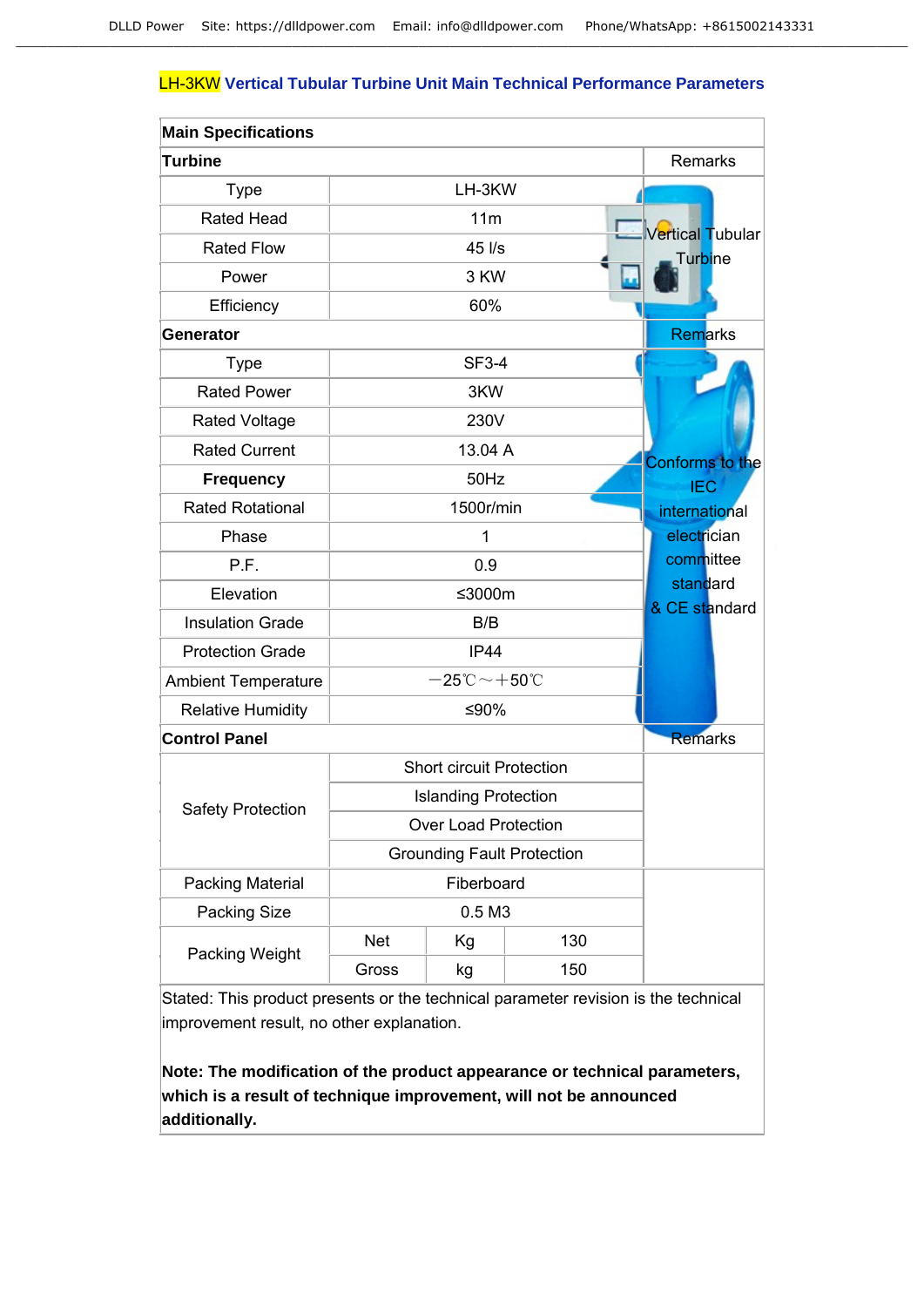## LH-3KW Vertical Tubular Turbine Unit Main Technical Performance Parameters

| Main Specifications | | | | |
|---|---|---|---|---|
| **Turbine** | | | | Remarks |
| Type | LH-3KW | | | Vertical Tubular Turbine |
| Rated Head | 11m | | | |
| Rated Flow | 45 l/s | | | |
| Power | 3 KW | | | |
| Efficiency | 60% | | | |
| **Generator** | | | | Remarks |
| Type | SF3-4 | | | Conforms to the IEC international electrician committee standard & CE standard |
| Rated Power | 3KW | | | |
| Rated Voltage | 230V | | | |
| Rated Current | 13.04 A | | | |
| **Frequency** | 50Hz | | | |
| Rated Rotational | 1500r/min | | | |
| Phase | 1 | | | |
| P.F. | 0.9 | | | |
| Elevation | ≤3000m | | | |
| Insulation Grade | B/B | | | |
| Protection Grade | IP44 | | | |
| Ambient Temperature | −25℃～+50℃ | | | |
| Relative Humidity | ≤90% | | | |
| **Control Panel** | | | | Remarks |
| Safety Protection | Short circuit Protection | | | |
| | Islanding Protection | | | |
| | Over Load Protection | | | |
| | Grounding Fault Protection | | | |
| Packing Material | Fiberboard | | | |
| Packing Size | 0.5 M3 | | | |
| Packing Weight | Net | Kg | 130 | |
| | Gross | kg | 150 | |

Stated: This product presents or the technical parameter revision is the technical improvement result, no other explanation.

**Note: The modification of the product appearance or technical parameters, which is a result of technique improvement, will not be announced additionally.**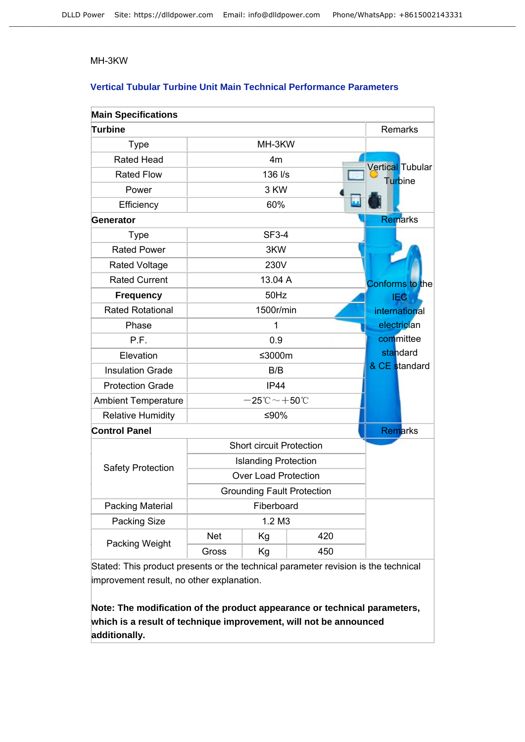MH-3KW

## Vertical Tubular Turbine Unit Main Technical Performance Parameters

| Main Specifications | | | | |
|---|---|---|---|---|
| **Turbine** | | | | Remarks |
| Type | MH-3KW | | | Vertical Tubular Turbine |
| Rated Head | 4m | | | |
| Rated Flow | 136 l/s | | | |
| Power | 3 KW | | | |
| Efficiency | 60% | | | |
| **Generator** | | | | Remarks |
| Type | SF3-4 | | | Conforms to the IEC international electrician committee standard & CE standard |
| Rated Power | 3KW | | | |
| Rated Voltage | 230V | | | |
| Rated Current | 13.04 A | | | |
| **Frequency** | 50Hz | | | |
| Rated Rotational | 1500r/min | | | |
| Phase | 1 | | | |
| P.F. | 0.9 | | | |
| Elevation | ≤3000m | | | |
| Insulation Grade | B/B | | | |
| Protection Grade | IP44 | | | |
| Ambient Temperature | －25℃～＋50℃ | | | |
| Relative Humidity | ≤90% | | | |
| **Control Panel** | | | | Remarks |
| Safety Protection | Short circuit Protection | | | |
| | Islanding Protection | | | |
| | Over Load Protection | | | |
| | Grounding Fault Protection | | | |
| Packing Material | Fiberboard | | | |
| Packing Size | 1.2 M3 | | | |
| Packing Weight | Net | Kg | 420 | |
| | Gross | Kg | 450 | |

Stated: This product presents or the technical parameter revision is the technical improvement result, no other explanation.

**Note: The modification of the product appearance or technical parameters, which is a result of technique improvement, will not be announced additionally.**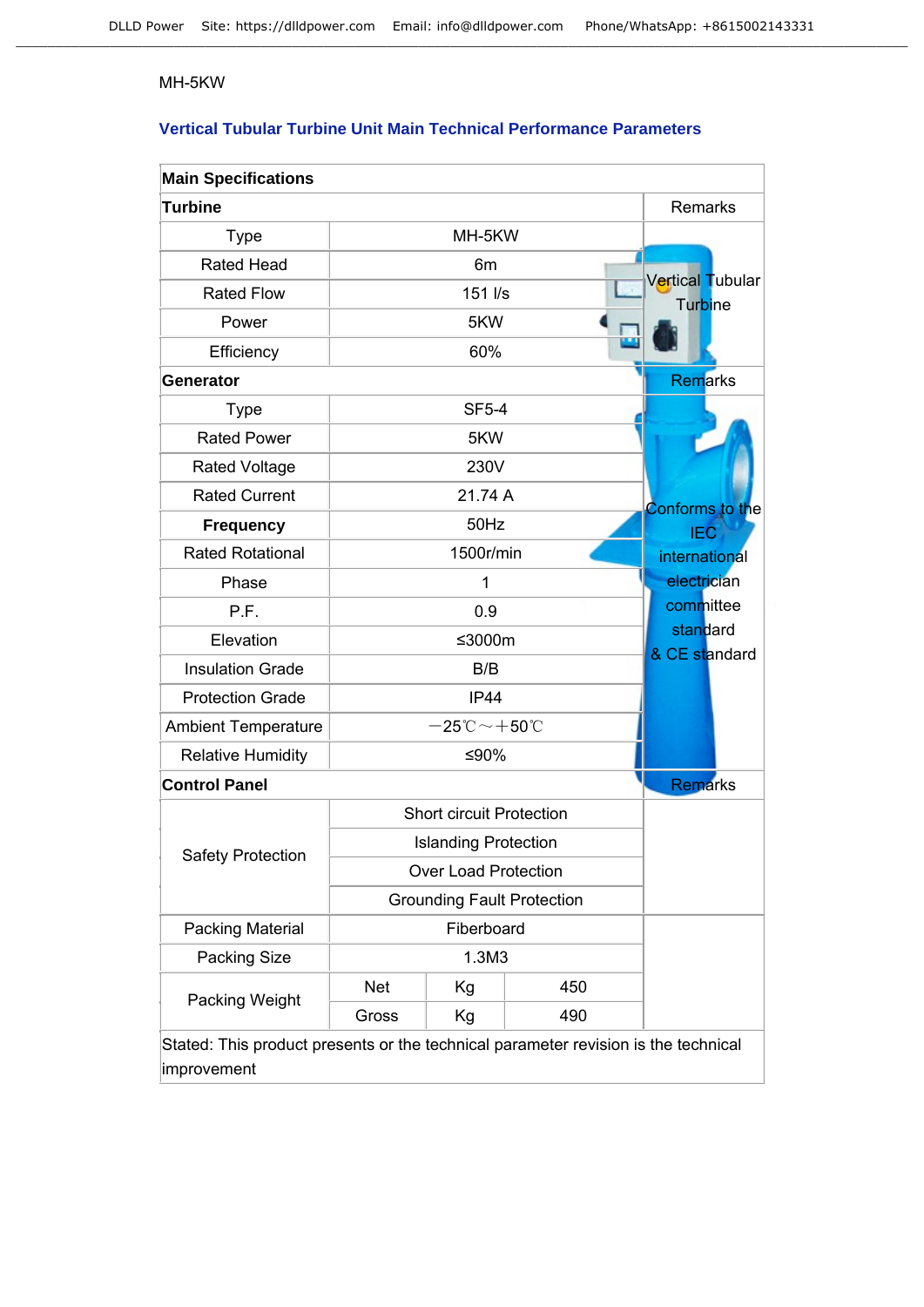MH-5KW

### Vertical Tubular Turbine Unit Main Technical Performance Parameters

| Main Specifications | | | |
|---|---|---|---|
| **Turbine** | | | Remarks |
| Type | MH-5KW | | Vertical Tubular Turbine |
| Rated Head | 6m | | |
| Rated Flow | 151 l/s | | |
| Power | 5KW | | |
| Efficiency | 60% | | |
| **Generator** | | | Remarks |
| Type | SF5-4 | | Conforms to the IEC international electrician committee standard & CE standard |
| Rated Power | 5KW | | |
| Rated Voltage | 230V | | |
| Rated Current | 21.74 A | | |
| **Frequency** | 50Hz | | |
| Rated Rotational | 1500r/min | | |
| Phase | 1 | | |
| P.F. | 0.9 | | |
| Elevation | ≤3000m | | |
| Insulation Grade | B/B | | |
| Protection Grade | IP44 | | |
| Ambient Temperature | －25℃～＋50℃ | | |
| Relative Humidity | ≤90% | | |
| **Control Panel** | | | Remarks |
| Safety Protection | Short circuit Protection | | |
| | Islanding Protection | | |
| | Over Load Protection | | |
| | Grounding Fault Protection | | |
| Packing Material | Fiberboard | | |
| Packing Size | 1.3M3 | | |
| Packing Weight | Net | Kg | 450 |
| | Gross | Kg | 490 |

Stated: This product presents or the technical parameter revision is the technical improvement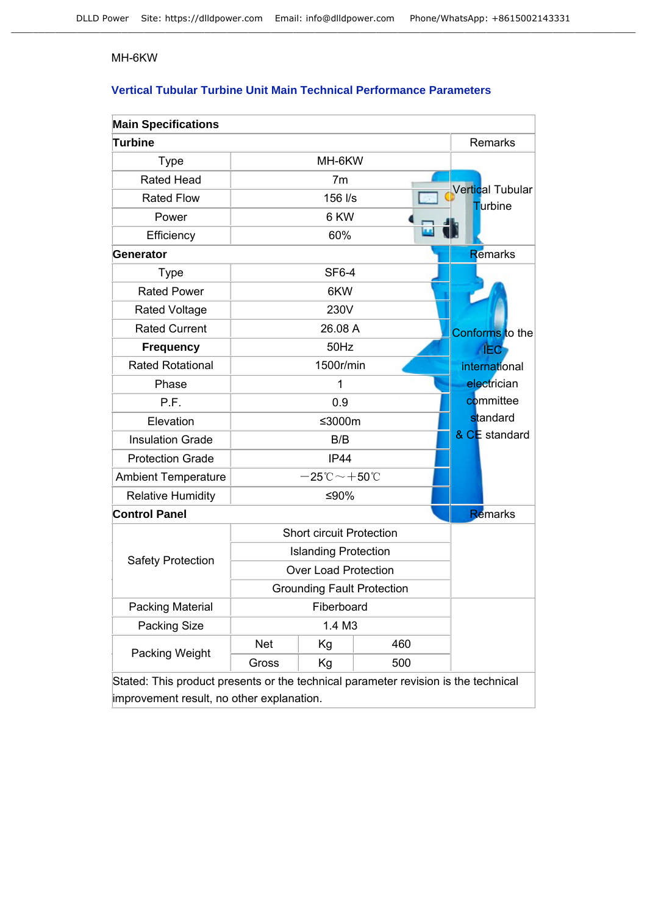MH-6KW

## Vertical Tubular Turbine Unit Main Technical Performance Parameters

| **Main Specifications** | | | | |
|---|---|---|---|---|
| **Turbine** | | | | Remarks |
| Type | MH-6KW | | | Vertical Tubular Turbine |
| Rated Head | 7m | | | |
| Rated Flow | 156 l/s | | | |
| Power | 6 KW | | | |
| Efficiency | 60% | | | |
| **Generator** | | | | Remarks |
| Type | SF6-4 | | | Conforms to the IEC international electrician committee standard & CE standard |
| Rated Power | 6KW | | | |
| Rated Voltage | 230V | | | |
| Rated Current | 26.08 A | | | |
| **Frequency** | 50Hz | | | |
| Rated Rotational | 1500r/min | | | |
| Phase | 1 | | | |
| P.F. | 0.9 | | | |
| Elevation | ≤3000m | | | |
| Insulation Grade | B/B | | | |
| Protection Grade | IP44 | | | |
| Ambient Temperature | －25℃～＋50℃ | | | |
| Relative Humidity | ≤90% | | | |
| **Control Panel** | | | | Remarks |
| Safety Protection | Short circuit Protection | | | |
| | Islanding Protection | | | |
| | Over Load Protection | | | |
| | Grounding Fault Protection | | | |
| Packing Material | Fiberboard | | | |
| Packing Size | 1.4 M3 | | | |
| Packing Weight | Net | Kg | 460 | |
| | Gross | Kg | 500 | |
| Stated: This product presents or the technical parameter revision is the technical improvement result, no other explanation. | | | | |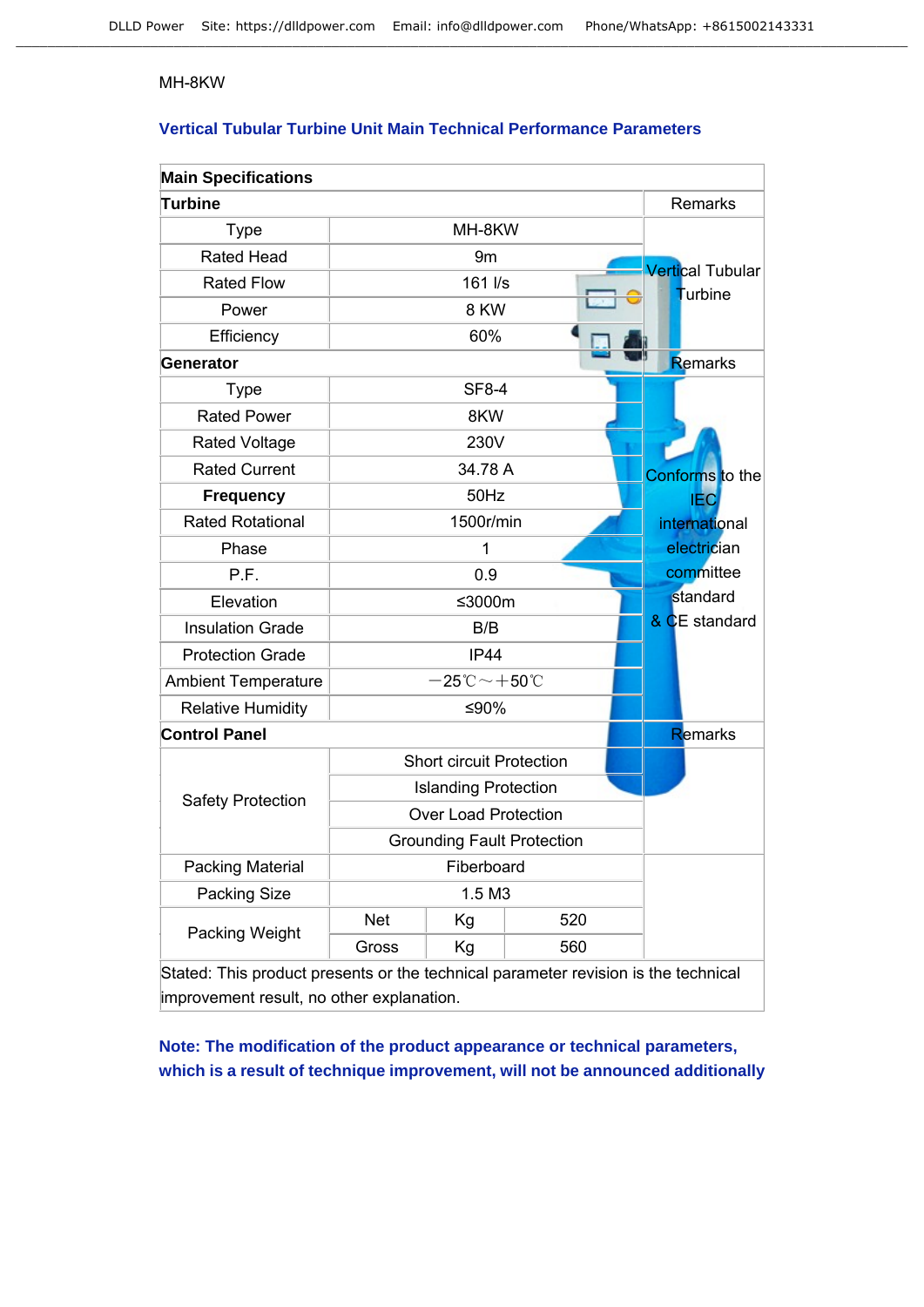MH-8KW

## Vertical Tubular Turbine Unit Main Technical Performance Parameters

| Main Specifications | | | | |
|---|---|---|---|---|
| **Turbine** | | | | Remarks |
| Type | MH-8KW | | | Vertical Tubular Turbine |
| Rated Head | 9m | | | |
| Rated Flow | 161 l/s | | | |
| Power | 8 KW | | | |
| Efficiency | 60% | | | |
| **Generator** | | | | Remarks |
| Type | SF8-4 | | | Conforms to the IEC international electrician committee standard & CE standard |
| Rated Power | 8KW | | | |
| Rated Voltage | 230V | | | |
| Rated Current | 34.78 A | | | |
| **Frequency** | 50Hz | | | |
| Rated Rotational | 1500r/min | | | |
| Phase | 1 | | | |
| P.F. | 0.9 | | | |
| Elevation | ≤3000m | | | |
| Insulation Grade | B/B | | | |
| Protection Grade | IP44 | | | |
| Ambient Temperature | －25℃～＋50℃ | | | |
| Relative Humidity | ≤90% | | | |
| **Control Panel** | | | | Remarks |
| Safety Protection | Short circuit Protection | | | |
| | Islanding Protection | | | |
| | Over Load Protection | | | |
| | Grounding Fault Protection | | | |
| Packing Material | Fiberboard | | | |
| Packing Size | 1.5 M3 | | | |
| Packing Weight | Net | Kg | 520 | |
| | Gross | Kg | 560 | |
| Stated: This product presents or the technical parameter revision is the technical improvement result, no other explanation. | | | | |

**Note: The modification of the product appearance or technical parameters, which is a result of technique improvement, will not be announced additionally**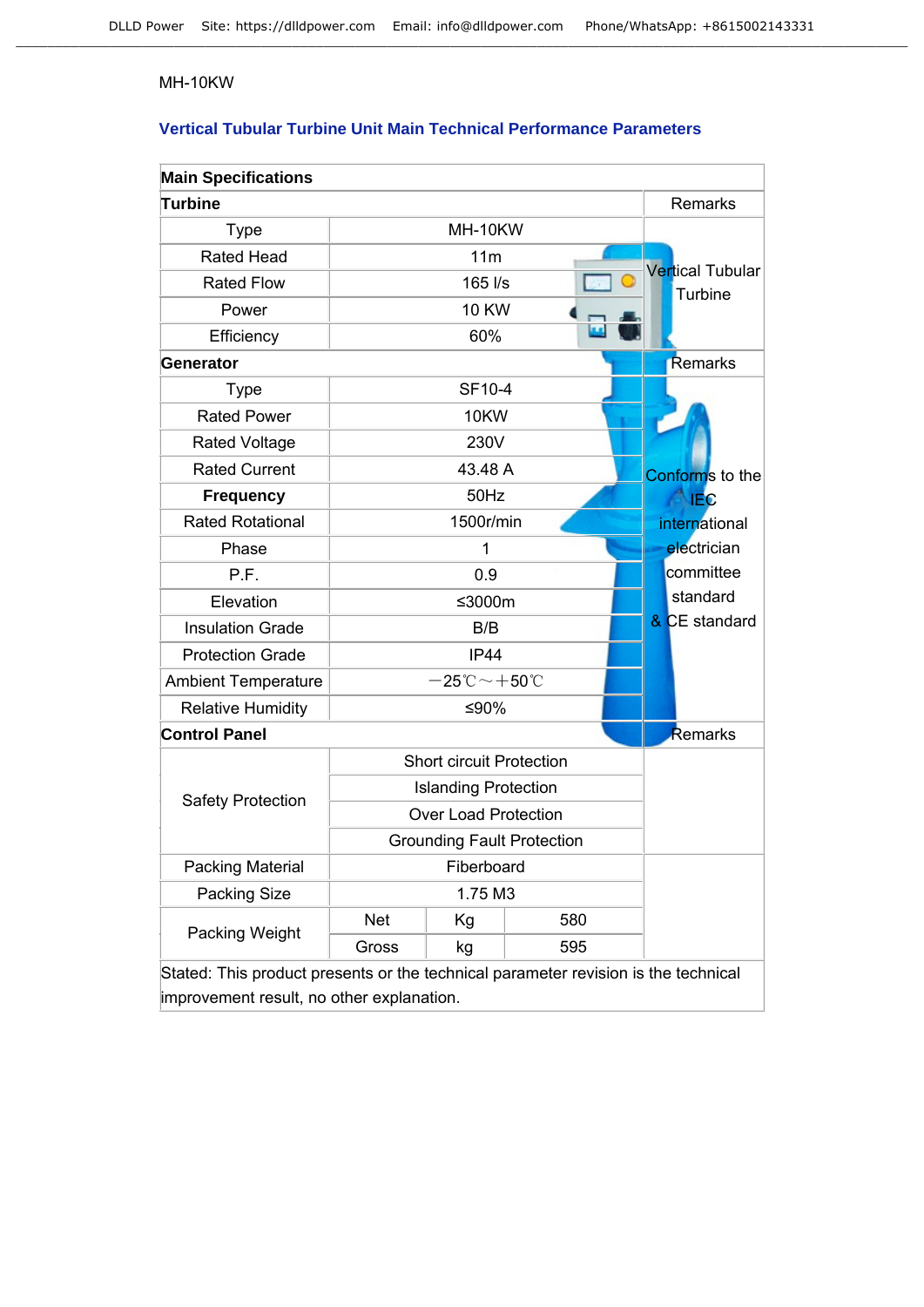MH-10KW

## Vertical Tubular Turbine Unit Main Technical Performance Parameters

| Main Specifications | | | | |
|---|---|---|---|---|
| **Turbine** | | | | Remarks |
| Type | MH-10KW | | | Vertical Tubular Turbine |
| Rated Head | 11m | | | |
| Rated Flow | 165 l/s | | | |
| Power | 10 KW | | | |
| Efficiency | 60% | | | |
| **Generator** | | | | Remarks |
| Type | SF10-4 | | | Conforms to the IEC international electrician committee standard & CE standard |
| Rated Power | 10KW | | | |
| Rated Voltage | 230V | | | |
| Rated Current | 43.48 A | | | |
| **Frequency** | 50Hz | | | |
| Rated Rotational | 1500r/min | | | |
| Phase | 1 | | | |
| P.F. | 0.9 | | | |
| Elevation | ≤3000m | | | |
| Insulation Grade | B/B | | | |
| Protection Grade | IP44 | | | |
| Ambient Temperature | －25℃～＋50℃ | | | |
| Relative Humidity | ≤90% | | | |
| **Control Panel** | | | | Remarks |
| Safety Protection | Short circuit Protection | | | |
| | Islanding Protection | | | |
| | Over Load Protection | | | |
| | Grounding Fault Protection | | | |
| Packing Material | Fiberboard | | | |
| Packing Size | 1.75 M3 | | | |
| Packing Weight | Net | Kg | 580 | |
| | Gross | kg | 595 | |
| Stated: This product presents or the technical parameter revision is the technical improvement result, no other explanation. | | | | |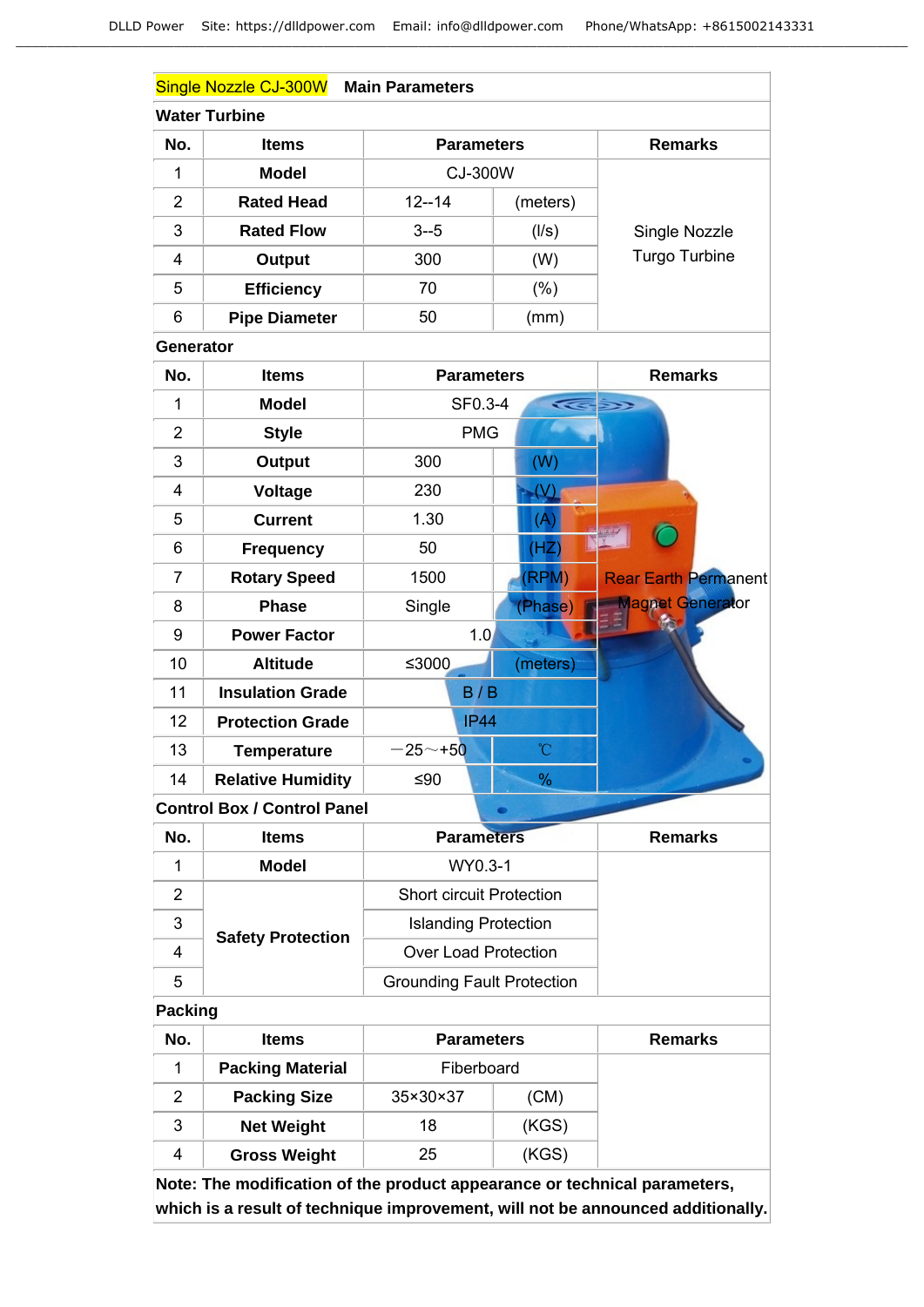**Single Nozzle CJ-300W Main Parameters**

**Water Turbine**

| No. | Items | Parameters | | Remarks |
|---|---|---|---|---|
| 1 | Model | CJ-300W | | Single Nozzle Turgo Turbine |
| 2 | Rated Head | 12--14 | (meters) | |
| 3 | Rated Flow | 3--5 | (l/s) | |
| 4 | Output | 300 | (W) | |
| 5 | Efficiency | 70 | (%) | |
| 6 | Pipe Diameter | 50 | (mm) | |

**Generator**

| No. | Items | Parameters | | Remarks |
|---|---|---|---|---|
| 1 | Model | SF0.3-4 | | Rear Earth Permanent Magnet Generator |
| 2 | Style | PMG | | |
| 3 | Output | 300 | (W) | |
| 4 | Voltage | 230 | (V) | |
| 5 | Current | 1.30 | (A) | |
| 6 | Frequency | 50 | (HZ) | |
| 7 | Rotary Speed | 1500 | (RPM) | |
| 8 | Phase | Single | (Phase) | |
| 9 | Power Factor | 1.0 | | |
| 10 | Altitude | ≤3000 | (meters) | |
| 11 | Insulation Grade | B / B | | |
| 12 | Protection Grade | IP44 | | |
| 13 | Temperature | －25～+50 | ℃ | |
| 14 | Relative Humidity | ≤90 | % | |

**Control Box / Control Panel**

| No. | Items | Parameters | Remarks |
|---|---|---|---|
| 1 | Model | WY0.3-1 | |
| 2 | Safety Protection | Short circuit Protection | |
| 3 | | Islanding Protection | |
| 4 | | Over Load Protection | |
| 5 | | Grounding Fault Protection | |

**Packing**

| No. | Items | Parameters | | Remarks |
|---|---|---|---|---|
| 1 | Packing Material | Fiberboard | | |
| 2 | Packing Size | 35×30×37 | (CM) | |
| 3 | Net Weight | 18 | (KGS) | |
| 4 | Gross Weight | 25 | (KGS) | |

**Note: The modification of the product appearance or technical parameters, which is a result of technique improvement, will not be announced additionally.**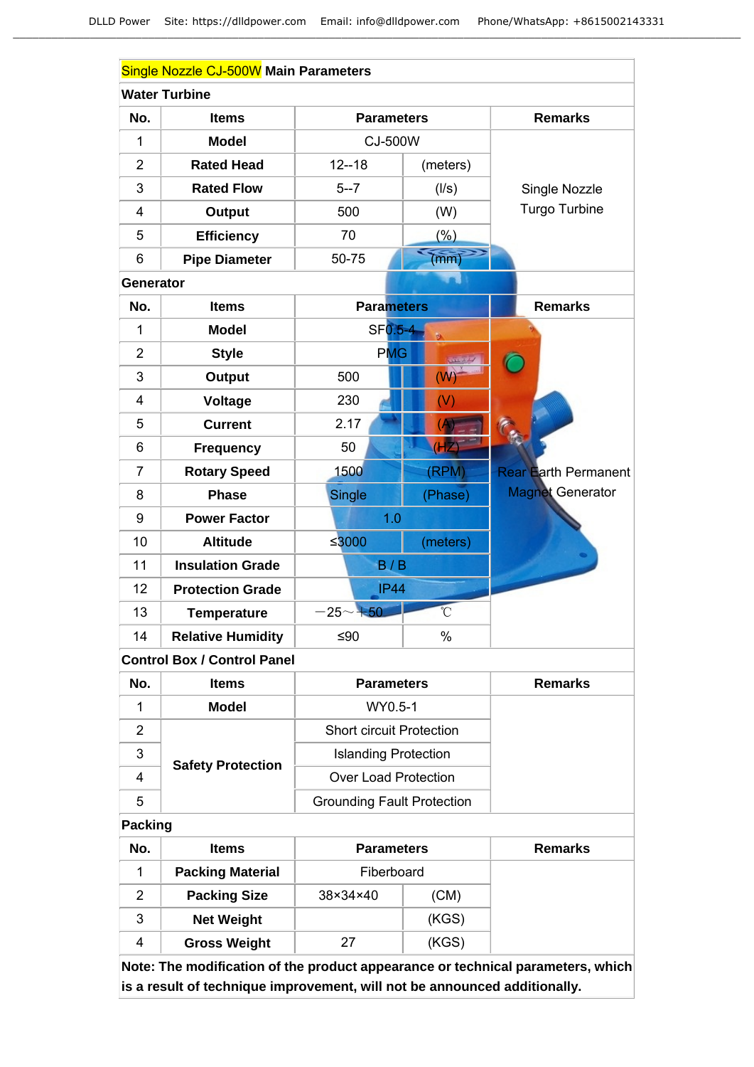## Single Nozzle CJ-500W Main Parameters

### Water Turbine

| No. | Items | Parameters | | Remarks |
|---|---|---|---|---|
| 1 | Model | CJ-500W | | Single Nozzle Turgo Turbine |
| 2 | Rated Head | 12--18 | (meters) | |
| 3 | Rated Flow | 5--7 | (l/s) | |
| 4 | Output | 500 | (W) | |
| 5 | Efficiency | 70 | (%) | |
| 6 | Pipe Diameter | 50-75 | (mm) | |

### Generator

| No. | Items | Parameters | | Remarks |
|---|---|---|---|---|
| 1 | Model | SF0.5-4 | | Rear Earth Permanent Magnet Generator |
| 2 | Style | PMG | | |
| 3 | Output | 500 | (W) | |
| 4 | Voltage | 230 | (V) | |
| 5 | Current | 2.17 | (A) | |
| 6 | Frequency | 50 | (HZ) | |
| 7 | Rotary Speed | 1500 | (RPM) | |
| 8 | Phase | Single | (Phase) | |
| 9 | Power Factor | 1.0 | | |
| 10 | Altitude | ≤3000 | (meters) | |
| 11 | Insulation Grade | B / B | | |
| 12 | Protection Grade | IP44 | | |
| 13 | Temperature | −25～+50 | ℃ | |
| 14 | Relative Humidity | ≤90 | % | |

### Control Box / Control Panel

| No. | Items | Parameters | Remarks |
|---|---|---|---|
| 1 | Model | WY0.5-1 | |
| 2 | Safety Protection | Short circuit Protection | |
| 3 | | Islanding Protection | |
| 4 | | Over Load Protection | |
| 5 | | Grounding Fault Protection | |

### Packing

| No. | Items | Parameters | | Remarks |
|---|---|---|---|---|
| 1 | Packing Material | Fiberboard | | |
| 2 | Packing Size | 38×34×40 | (CM) | |
| 3 | Net Weight | | (KGS) | |
| 4 | Gross Weight | 27 | (KGS) | |

**Note: The modification of the product appearance or technical parameters, which is a result of technique improvement, will not be announced additionally.**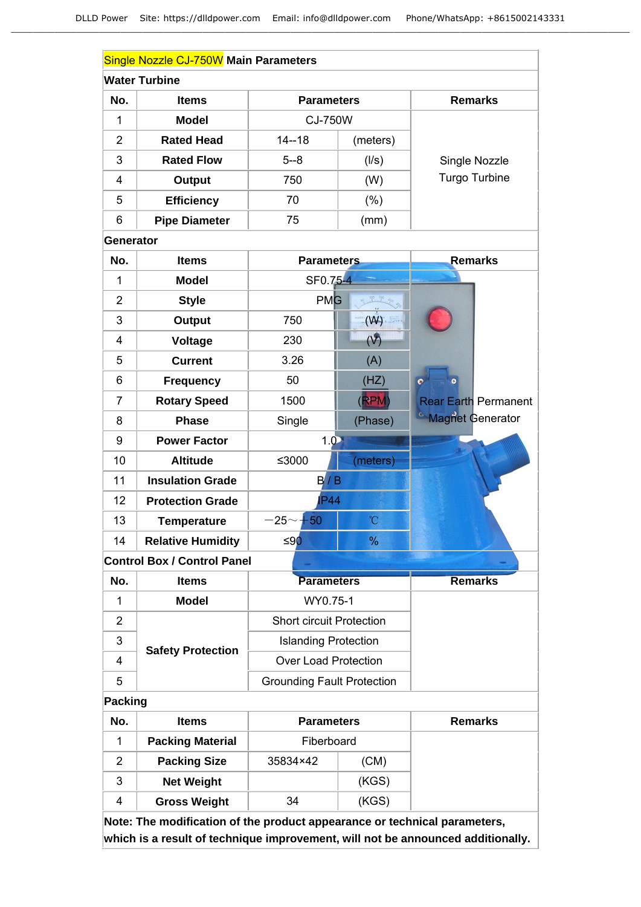**Single Nozzle CJ-750W Main Parameters**

**Water Turbine**

| No. | Items | Parameters | | Remarks |
|---|---|---|---|---|
| 1 | Model | CJ-750W | | Single Nozzle Turgo Turbine |
| 2 | Rated Head | 14--18 | (meters) | |
| 3 | Rated Flow | 5--8 | (l/s) | |
| 4 | Output | 750 | (W) | |
| 5 | Efficiency | 70 | (%) | |
| 6 | Pipe Diameter | 75 | (mm) | |

**Generator**

| No. | Items | Parameters | | Remarks |
|---|---|---|---|---|
| 1 | Model | SF0.75-4 | | Rear Earth Permanent Magnet Generator |
| 2 | Style | PMG | | |
| 3 | Output | 750 | (W) | |
| 4 | Voltage | 230 | (V) | |
| 5 | Current | 3.26 | (A) | |
| 6 | Frequency | 50 | (HZ) | |
| 7 | Rotary Speed | 1500 | (RPM) | |
| 8 | Phase | Single | (Phase) | |
| 9 | Power Factor | 1.0 | | |
| 10 | Altitude | ≤3000 | (meters) | |
| 11 | Insulation Grade | B / B | | |
| 12 | Protection Grade | IP44 | | |
| 13 | Temperature | −25～+50 | ℃ | |
| 14 | Relative Humidity | ≤90 | % | |

**Control Box / Control Panel**

| No. | Items | Parameters | Remarks |
|---|---|---|---|
| 1 | Model | WY0.75-1 | |
| 2 | Safety Protection | Short circuit Protection | |
| 3 | | Islanding Protection | |
| 4 | | Over Load Protection | |
| 5 | | Grounding Fault Protection | |

**Packing**

| No. | Items | Parameters | | Remarks |
|---|---|---|---|---|
| 1 | Packing Material | Fiberboard | | |
| 2 | Packing Size | 35834×42 | (CM) | |
| 3 | Net Weight | | (KGS) | |
| 4 | Gross Weight | 34 | (KGS) | |

**Note: The modification of the product appearance or technical parameters, which is a result of technique improvement, will not be announced additionally.**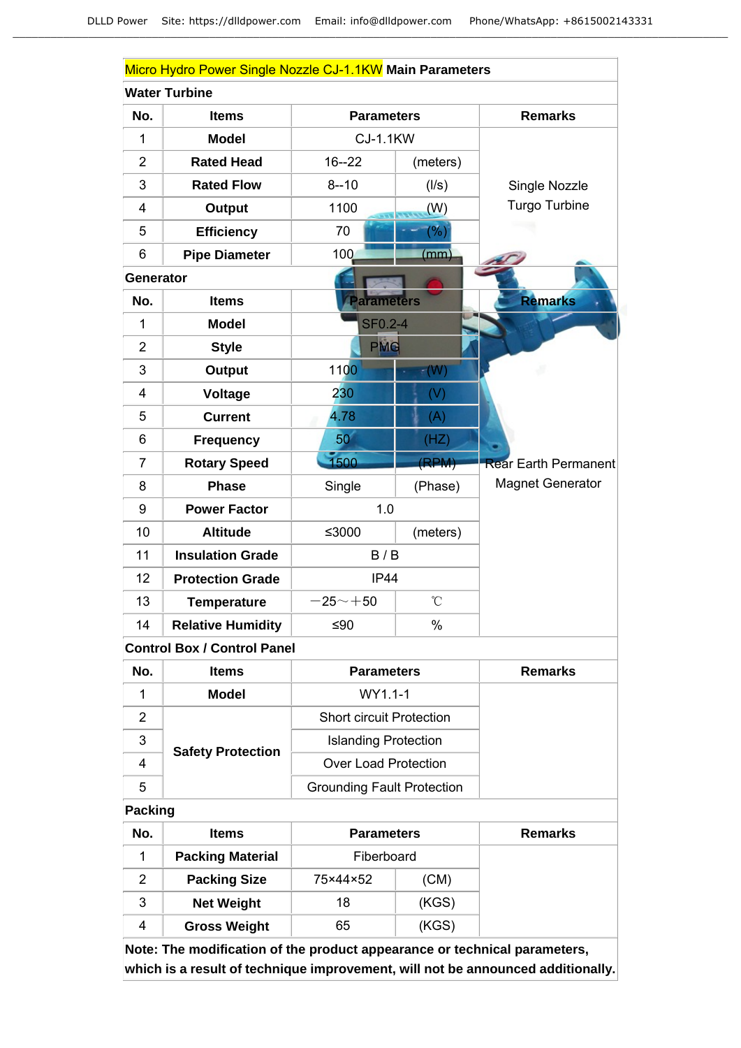## Micro Hydro Power Single Nozzle CJ-1.1KW Main Parameters

### Water Turbine

| No. | Items | Parameters | | Remarks |
|---|---|---|---|---|
| 1 | Model | CJ-1.1KW | | Single Nozzle Turgo Turbine |
| 2 | Rated Head | 16--22 | (meters) | |
| 3 | Rated Flow | 8--10 | (l/s) | |
| 4 | Output | 1100 | (W) | |
| 5 | Efficiency | 70 | (%) | |
| 6 | Pipe Diameter | 100 | (mm) | |

### Generator

| No. | Items | Parameters | | Remarks |
|---|---|---|---|---|
| 1 | Model | SF0.2-4 | | Rear Earth Permanent Magnet Generator |
| 2 | Style | PMG | | |
| 3 | Output | 1100 | (W) | |
| 4 | Voltage | 230 | (V) | |
| 5 | Current | 4.78 | (A) | |
| 6 | Frequency | 50 | (HZ) | |
| 7 | Rotary Speed | 1500 | (RPM) | |
| 8 | Phase | Single | (Phase) | |
| 9 | Power Factor | 1.0 | | |
| 10 | Altitude | ≤3000 | (meters) | |
| 11 | Insulation Grade | B / B | | |
| 12 | Protection Grade | IP44 | | |
| 13 | Temperature | －25～＋50 | ℃ | |
| 14 | Relative Humidity | ≤90 | % | |

### Control Box / Control Panel

| No. | Items | Parameters | Remarks |
|---|---|---|---|
| 1 | Model | WY1.1-1 | |
| 2 | Safety Protection | Short circuit Protection | |
| 3 | | Islanding Protection | |
| 4 | | Over Load Protection | |
| 5 | | Grounding Fault Protection | |

### Packing

| No. | Items | Parameters | | Remarks |
|---|---|---|---|---|
| 1 | Packing Material | Fiberboard | | |
| 2 | Packing Size | 75×44×52 | (CM) | |
| 3 | Net Weight | 18 | (KGS) | |
| 4 | Gross Weight | 65 | (KGS) | |

**Note: The modification of the product appearance or technical parameters, which is a result of technique improvement, will not be announced additionally.**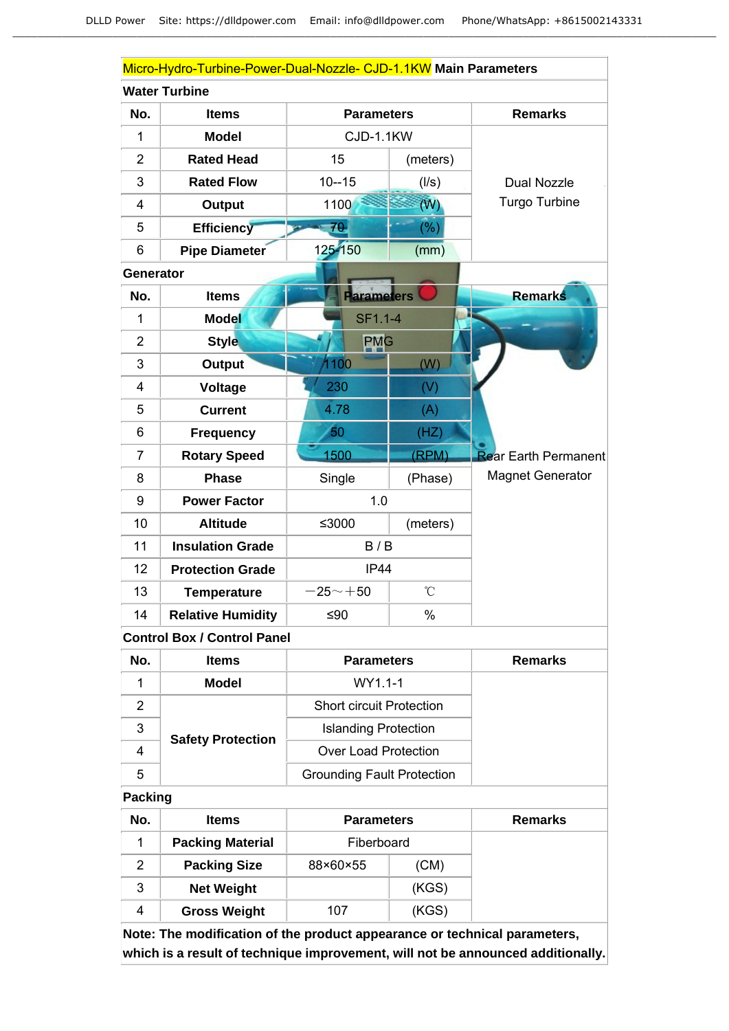| Micro-Hydro-Turbine-Power-Dual-Nozzle- CJD-1.1KW **Main Parameters** | | | | |
|---|---|---|---|---|
| **Water Turbine** | | | | |
| **No.** | **Items** | **Parameters** | | **Remarks** |
| 1 | **Model** | CJD-1.1KW | | Dual Nozzle Turgo Turbine |
| 2 | **Rated Head** | 15 | (meters) | |
| 3 | **Rated Flow** | 10--15 | (l/s) | |
| 4 | **Output** | 1100 | (W) | |
| 5 | **Efficiency** | 70 | (%) | |
| 6 | **Pipe Diameter** | 125-150 | (mm) | |
| **Generator** | | | | |
| **No.** | **Items** | **Parameters** | | **Remarks** |
| 1 | **Model** | SF1.1-4 | | Rear Earth Permanent Magnet Generator |
| 2 | **Style** | PMG | | |
| 3 | **Output** | 1100 | (W) | |
| 4 | **Voltage** | 230 | (V) | |
| 5 | **Current** | 4.78 | (A) | |
| 6 | **Frequency** | 50 | (HZ) | |
| 7 | **Rotary Speed** | 1500 | (RPM) | |
| 8 | **Phase** | Single | (Phase) | |
| 9 | **Power Factor** | 1.0 | | |
| 10 | **Altitude** | ≤3000 | (meters) | |
| 11 | **Insulation Grade** | B / B | | |
| 12 | **Protection Grade** | IP44 | | |
| 13 | **Temperature** | －25～＋50 | ℃ | |
| 14 | **Relative Humidity** | ≤90 | % | |
| **Control Box / Control Panel** | | | | |
| **No.** | **Items** | **Parameters** | | **Remarks** |
| 1 | **Model** | WY1.1-1 | | |
| 2 | **Safety Protection** | Short circuit Protection | | |
| 3 | | Islanding Protection | | |
| 4 | | Over Load Protection | | |
| 5 | | Grounding Fault Protection | | |
| **Packing** | | | | |
| **No.** | **Items** | **Parameters** | | **Remarks** |
| 1 | **Packing Material** | Fiberboard | | |
| 2 | **Packing Size** | 88×60×55 | (CM) | |
| 3 | **Net Weight** | | (KGS) | |
| 4 | **Gross Weight** | 107 | (KGS) | |

**Note: The modification of the product appearance or technical parameters, which is a result of technique improvement, will not be announced additionally.**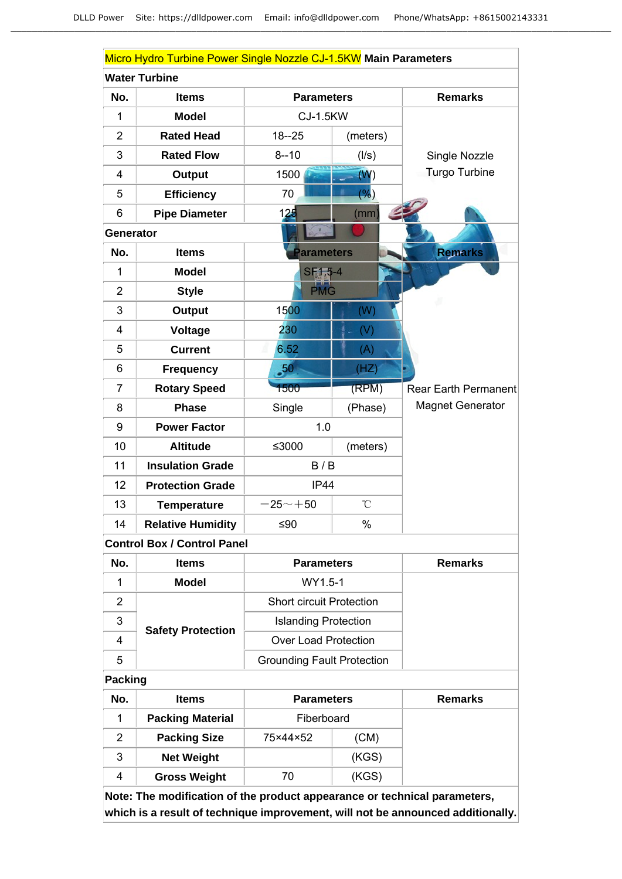**Micro Hydro Turbine Power Single Nozzle CJ-1.5KW Main Parameters**

**Water Turbine**

| No. | Items | Parameters | | Remarks |
|---|---|---|---|---|
| 1 | Model | CJ-1.5KW | | Single Nozzle Turgo Turbine |
| 2 | Rated Head | 18--25 | (meters) | |
| 3 | Rated Flow | 8--10 | (l/s) | |
| 4 | Output | 1500 | (W) | |
| 5 | Efficiency | 70 | (%) | |
| 6 | Pipe Diameter | 125 | (mm) | |

**Generator**

| No. | Items | Parameters | | Remarks |
|---|---|---|---|---|
| 1 | Model | SF1.5-4 | | Rear Earth Permanent Magnet Generator |
| 2 | Style | PMG | | |
| 3 | Output | 1500 | (W) | |
| 4 | Voltage | 230 | (V) | |
| 5 | Current | 6.52 | (A) | |
| 6 | Frequency | 50 | (HZ) | |
| 7 | Rotary Speed | 1500 | (RPM) | |
| 8 | Phase | Single | (Phase) | |
| 9 | Power Factor | 1.0 | | |
| 10 | Altitude | ≤3000 | (meters) | |
| 11 | Insulation Grade | B / B | | |
| 12 | Protection Grade | IP44 | | |
| 13 | Temperature | －25～＋50 | ℃ | |
| 14 | Relative Humidity | ≤90 | % | |

**Control Box / Control Panel**

| No. | Items | Parameters | Remarks |
|---|---|---|---|
| 1 | Model | WY1.5-1 | |
| 2 | Safety Protection | Short circuit Protection | |
| 3 | | Islanding Protection | |
| 4 | | Over Load Protection | |
| 5 | | Grounding Fault Protection | |

**Packing**

| No. | Items | Parameters | | Remarks |
|---|---|---|---|---|
| 1 | Packing Material | Fiberboard | | |
| 2 | Packing Size | 75×44×52 | (CM) | |
| 3 | Net Weight | | (KGS) | |
| 4 | Gross Weight | 70 | (KGS) | |

**Note: The modification of the product appearance or technical parameters, which is a result of technique improvement, will not be announced additionally.**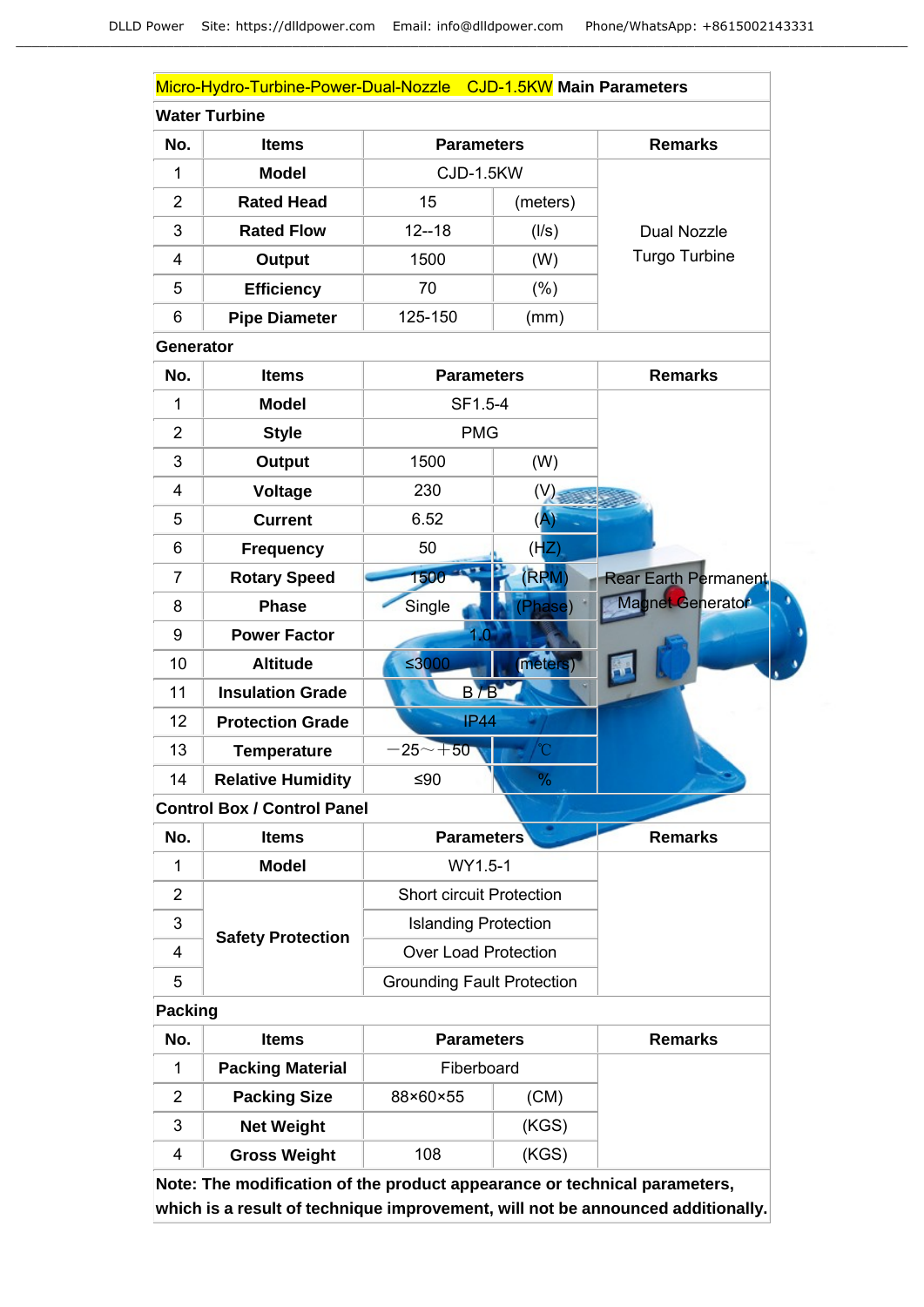| Micro-Hydro-Turbine-Power-Dual-Nozzle CJD-1.5KW **Main Parameters** | | | | |
|---|---|---|---|---|
| **Water Turbine** | | | | |
| **No.** | **Items** | **Parameters** | | **Remarks** |
| 1 | **Model** | CJD-1.5KW | | Dual Nozzle Turgo Turbine |
| 2 | **Rated Head** | 15 | (meters) | |
| 3 | **Rated Flow** | 12--18 | (l/s) | |
| 4 | **Output** | 1500 | (W) | |
| 5 | **Efficiency** | 70 | (%) | |
| 6 | **Pipe Diameter** | 125-150 | (mm) | |
| **Generator** | | | | |
| **No.** | **Items** | **Parameters** | | **Remarks** |
| 1 | **Model** | SF1.5-4 | | Rear Earth Permanent Magnet Generator |
| 2 | **Style** | PMG | | |
| 3 | **Output** | 1500 | (W) | |
| 4 | **Voltage** | 230 | (V) | |
| 5 | **Current** | 6.52 | (A) | |
| 6 | **Frequency** | 50 | (HZ) | |
| 7 | **Rotary Speed** | 1500 | (RPM) | |
| 8 | **Phase** | Single | (Phase) | |
| 9 | **Power Factor** | 1.0 | | |
| 10 | **Altitude** | ≤3000 | (meters) | |
| 11 | **Insulation Grade** | B / B | | |
| 12 | **Protection Grade** | IP44 | | |
| 13 | **Temperature** | −25～+50 | ℃ | |
| 14 | **Relative Humidity** | ≤90 | % | |
| **Control Box / Control Panel** | | | | |
| **No.** | **Items** | **Parameters** | | **Remarks** |
| 1 | **Model** | WY1.5-1 | | |
| 2 | **Safety Protection** | Short circuit Protection | | |
| 3 | | Islanding Protection | | |
| 4 | | Over Load Protection | | |
| 5 | | Grounding Fault Protection | | |
| **Packing** | | | | |
| **No.** | **Items** | **Parameters** | | **Remarks** |
| 1 | **Packing Material** | Fiberboard | | |
| 2 | **Packing Size** | 88×60×55 | (CM) | |
| 3 | **Net Weight** | | (KGS) | |
| 4 | **Gross Weight** | 108 | (KGS) | |

**Note: The modification of the product appearance or technical parameters, which is a result of technique improvement, will not be announced additionally.**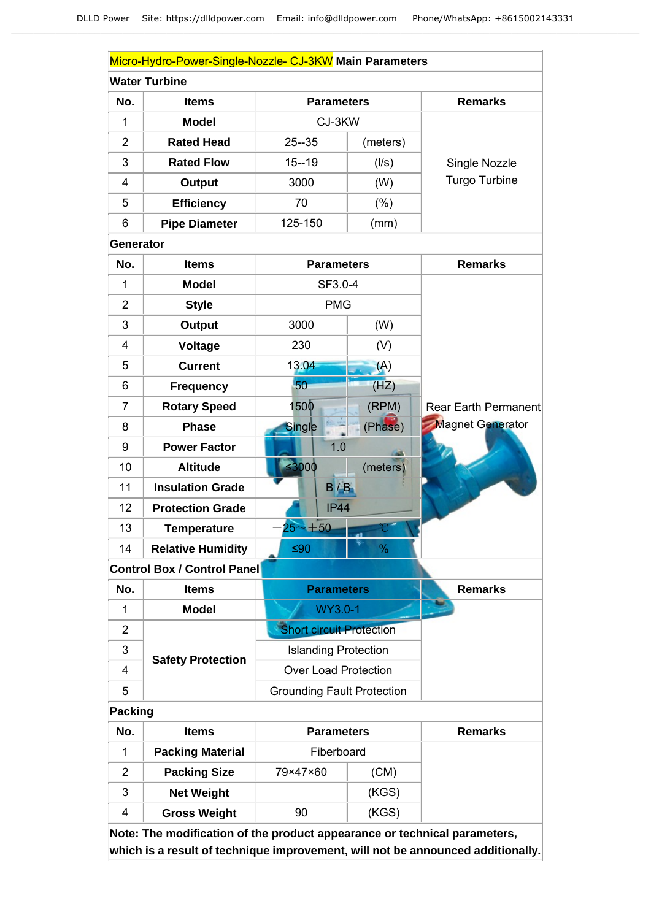| Micro-Hydro-Power-Single-Nozzle- CJ-3KW **Main Parameters** | | | | |
|---|---|---|---|---|
| **Water Turbine** | | | | |
| **No.** | **Items** | **Parameters** | | **Remarks** |
| 1 | **Model** | CJ-3KW | | Single Nozzle Turgo Turbine |
| 2 | **Rated Head** | 25--35 | (meters) | |
| 3 | **Rated Flow** | 15--19 | (l/s) | |
| 4 | **Output** | 3000 | (W) | |
| 5 | **Efficiency** | 70 | (%) | |
| 6 | **Pipe Diameter** | 125-150 | (mm) | |
| **Generator** | | | | |
| **No.** | **Items** | **Parameters** | | **Remarks** |
| 1 | **Model** | SF3.0-4 | | Rear Earth Permanent Magnet Generator |
| 2 | **Style** | PMG | | |
| 3 | **Output** | 3000 | (W) | |
| 4 | **Voltage** | 230 | (V) | |
| 5 | **Current** | 13.04 | (A) | |
| 6 | **Frequency** | 50 | (HZ) | |
| 7 | **Rotary Speed** | 1500 | (RPM) | |
| 8 | **Phase** | Single | (Phase) | |
| 9 | **Power Factor** | 1.0 | | |
| 10 | **Altitude** | ≤3000 | (meters) | |
| 11 | **Insulation Grade** | B / B | | |
| 12 | **Protection Grade** | IP44 | | |
| 13 | **Temperature** | −25～+50 | ℃ | |
| 14 | **Relative Humidity** | ≤90 | % | |
| **Control Box / Control Panel** | | | | |
| **No.** | **Items** | **Parameters** | | **Remarks** |
| 1 | **Model** | WY3.0-1 | | |
| 2 | **Safety Protection** | Short circuit Protection | | |
| 3 | | Islanding Protection | | |
| 4 | | Over Load Protection | | |
| 5 | | Grounding Fault Protection | | |
| **Packing** | | | | |
| **No.** | **Items** | **Parameters** | | **Remarks** |
| 1 | **Packing Material** | Fiberboard | | |
| 2 | **Packing Size** | 79×47×60 | (CM) | |
| 3 | **Net Weight** | | (KGS) | |
| 4 | **Gross Weight** | 90 | (KGS) | |

**Note: The modification of the product appearance or technical parameters, which is a result of technique improvement, will not be announced additionally.**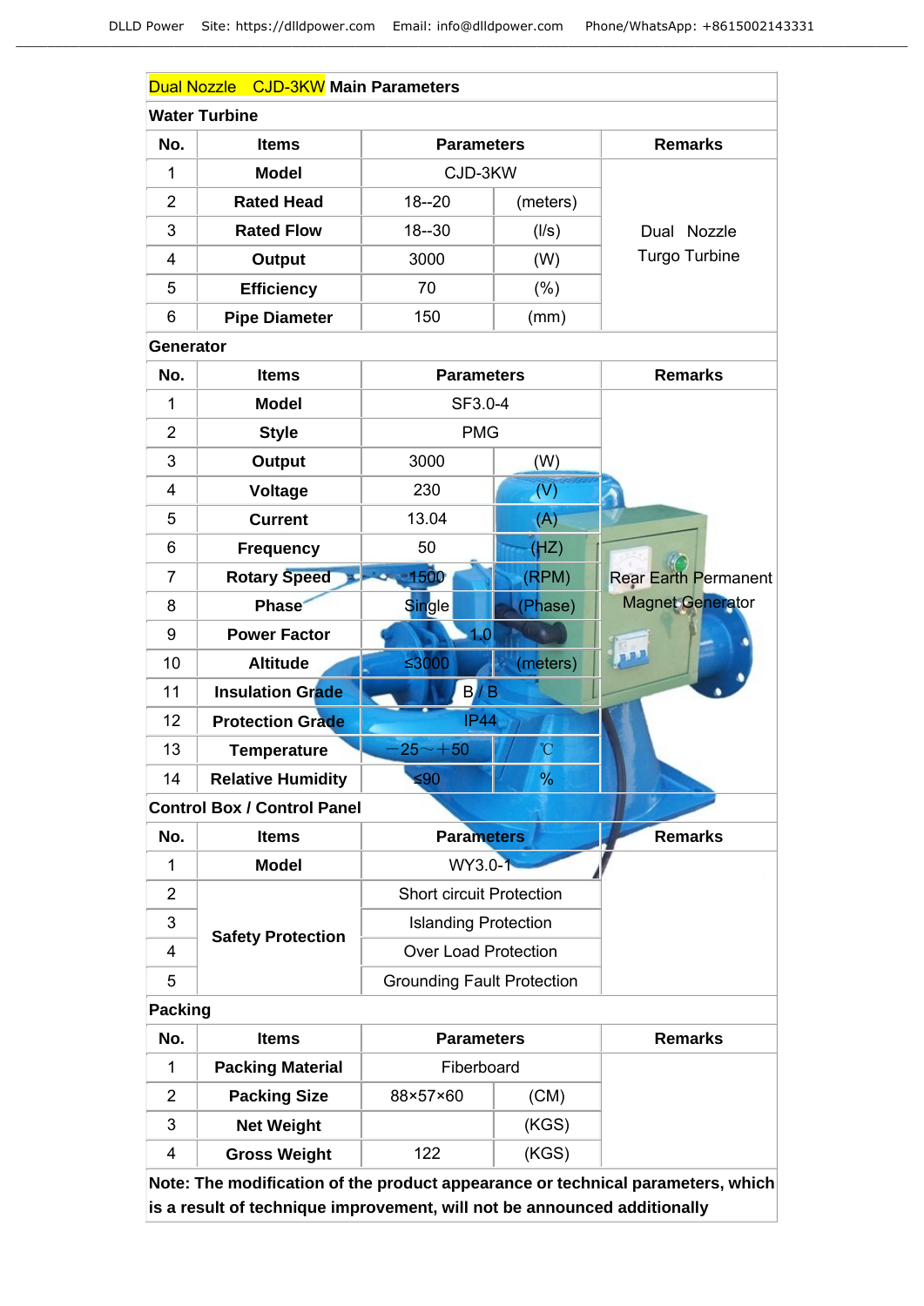## Dual Nozzle CJD-3KW Main Parameters

### Water Turbine

| No. | Items | Parameters | | Remarks |
|---|---|---|---|---|
| 1 | Model | CJD-3KW | | Dual Nozzle Turgo Turbine |
| 2 | Rated Head | 18--20 | (meters) | |
| 3 | Rated Flow | 18--30 | (l/s) | |
| 4 | Output | 3000 | (W) | |
| 5 | Efficiency | 70 | (%) | |
| 6 | Pipe Diameter | 150 | (mm) | |

### Generator

| No. | Items | Parameters | | Remarks |
|---|---|---|---|---|
| 1 | Model | SF3.0-4 | | Rear Earth Permanent Magnet Generator |
| 2 | Style | PMG | | |
| 3 | Output | 3000 | (W) | |
| 4 | Voltage | 230 | (V) | |
| 5 | Current | 13.04 | (A) | |
| 6 | Frequency | 50 | (HZ) | |
| 7 | Rotary Speed | 1500 | (RPM) | |
| 8 | Phase | Single | (Phase) | |
| 9 | Power Factor | 1.0 | | |
| 10 | Altitude | ≤3000 | (meters) | |
| 11 | Insulation Grade | B / B | | |
| 12 | Protection Grade | IP44 | | |
| 13 | Temperature | －25～＋50 | ℃ | |
| 14 | Relative Humidity | ≤90 | % | |

### Control Box / Control Panel

| No. | Items | Parameters | Remarks |
|---|---|---|---|
| 1 | Model | WY3.0-1 | |
| 2 | Safety Protection | Short circuit Protection | |
| 3 | | Islanding Protection | |
| 4 | | Over Load Protection | |
| 5 | | Grounding Fault Protection | |

### Packing

| No. | Items | Parameters | | Remarks |
|---|---|---|---|---|
| 1 | Packing Material | Fiberboard | | |
| 2 | Packing Size | 88×57×60 | (CM) | |
| 3 | Net Weight | | (KGS) | |
| 4 | Gross Weight | 122 | (KGS) | |

**Note: The modification of the product appearance or technical parameters, which is a result of technique improvement, will not be announced additionally**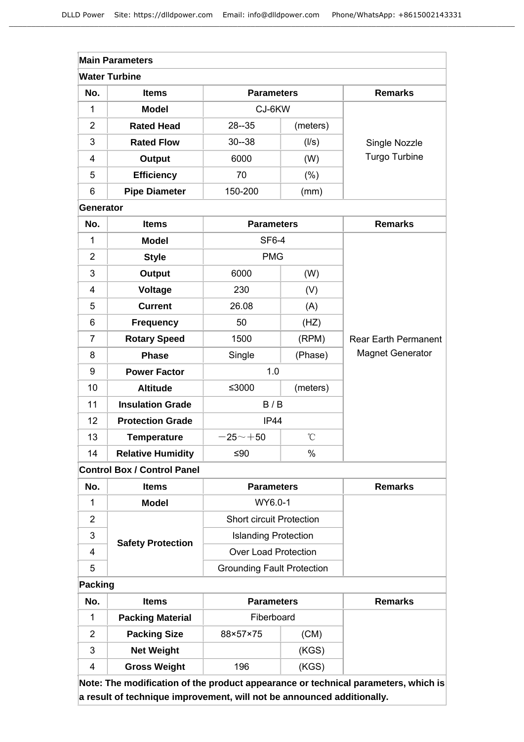**Main Parameters**

**Water Turbine**

| No. | Items | Parameters | | Remarks |
|---|---|---|---|---|
| 1 | **Model** | CJ-6KW | | Single Nozzle Turgo Turbine |
| 2 | **Rated Head** | 28--35 | (meters) | |
| 3 | **Rated Flow** | 30--38 | (l/s) | |
| 4 | **Output** | 6000 | (W) | |
| 5 | **Efficiency** | 70 | (%) | |
| 6 | **Pipe Diameter** | 150-200 | (mm) | |

**Generator**

| No. | Items | Parameters | | Remarks |
|---|---|---|---|---|
| 1 | **Model** | SF6-4 | | Rear Earth Permanent Magnet Generator |
| 2 | **Style** | PMG | | |
| 3 | **Output** | 6000 | (W) | |
| 4 | **Voltage** | 230 | (V) | |
| 5 | **Current** | 26.08 | (A) | |
| 6 | **Frequency** | 50 | (HZ) | |
| 7 | **Rotary Speed** | 1500 | (RPM) | |
| 8 | **Phase** | Single | (Phase) | |
| 9 | **Power Factor** | 1.0 | | |
| 10 | **Altitude** | ≤3000 | (meters) | |
| 11 | **Insulation Grade** | B / B | | |
| 12 | **Protection Grade** | IP44 | | |
| 13 | **Temperature** | －25～＋50 | ℃ | |
| 14 | **Relative Humidity** | ≤90 | % | |

**Control Box / Control Panel**

| No. | Items | Parameters | Remarks |
|---|---|---|---|
| 1 | **Model** | WY6.0-1 | |
| 2 | **Safety Protection** | Short circuit Protection | |
| 3 | | Islanding Protection | |
| 4 | | Over Load Protection | |
| 5 | | Grounding Fault Protection | |

**Packing**

| No. | Items | Parameters | | Remarks |
|---|---|---|---|---|
| 1 | **Packing Material** | Fiberboard | | |
| 2 | **Packing Size** | 88×57×75 | (CM) | |
| 3 | **Net Weight** | | (KGS) | |
| 4 | **Gross Weight** | 196 | (KGS) | |

**Note: The modification of the product appearance or technical parameters, which is a result of technique improvement, will not be announced additionally.**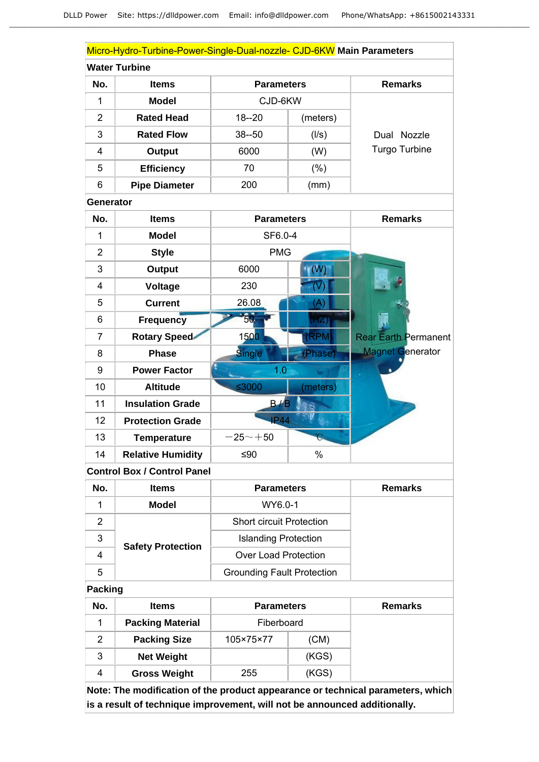| Micro-Hydro-Turbine-Power-Single-Dual-nozzle- CJD-6KW **Main Parameters** | | | | |
|---|---|---|---|---|
| **Water Turbine** | | | | |
| **No.** | **Items** | **Parameters** | | **Remarks** |
| 1 | **Model** | CJD-6KW | | Dual Nozzle Turgo Turbine |
| 2 | **Rated Head** | 18--20 | (meters) | |
| 3 | **Rated Flow** | 38--50 | (l/s) | |
| 4 | **Output** | 6000 | (W) | |
| 5 | **Efficiency** | 70 | (%) | |
| 6 | **Pipe Diameter** | 200 | (mm) | |
| **Generator** | | | | |
| **No.** | **Items** | **Parameters** | | **Remarks** |
| 1 | **Model** | SF6.0-4 | | Rear Earth Permanent Magnet Generator |
| 2 | **Style** | PMG | | |
| 3 | **Output** | 6000 | (W) | |
| 4 | **Voltage** | 230 | (V) | |
| 5 | **Current** | 26.08 | (A) | |
| 6 | **Frequency** | 50 | (HZ) | |
| 7 | **Rotary Speed** | 1500 | (RPM) | |
| 8 | **Phase** | Single | (Phase) | |
| 9 | **Power Factor** | 1.0 | | |
| 10 | **Altitude** | ≤3000 | (meters) | |
| 11 | **Insulation Grade** | B / B | | |
| 12 | **Protection Grade** | IP44 | | |
| 13 | **Temperature** | −25～+50 | ℃ | |
| 14 | **Relative Humidity** | ≤90 | % | |
| **Control Box / Control Panel** | | | | |
| **No.** | **Items** | **Parameters** | | **Remarks** |
| 1 | **Model** | WY6.0-1 | | |
| 2 | **Safety Protection** | Short circuit Protection | | |
| 3 | | Islanding Protection | | |
| 4 | | Over Load Protection | | |
| 5 | | Grounding Fault Protection | | |
| **Packing** | | | | |
| **No.** | **Items** | **Parameters** | | **Remarks** |
| 1 | **Packing Material** | Fiberboard | | |
| 2 | **Packing Size** | 105×75×77 | (CM) | |
| 3 | **Net Weight** | | (KGS) | |
| 4 | **Gross Weight** | 255 | (KGS) | |

**Note: The modification of the product appearance or technical parameters, which is a result of technique improvement, will not be announced additionally.**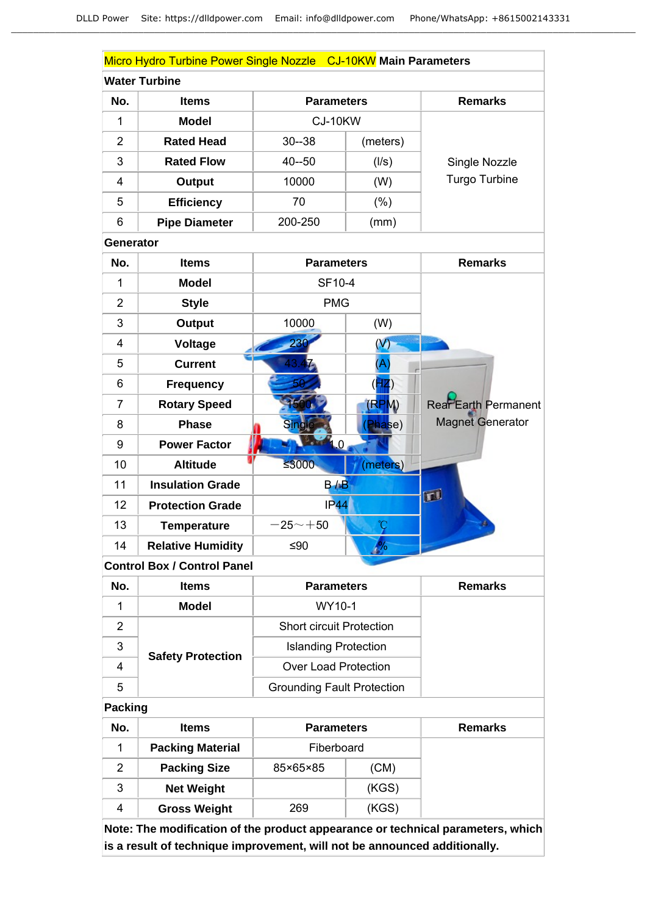| Micro Hydro Turbine Power Single Nozzle CJ-10KW **Main Parameters** | | | | |
|---|---|---|---|---|
| **Water Turbine** | | | | |
| **No.** | **Items** | **Parameters** | | **Remarks** |
| 1 | **Model** | CJ-10KW | | Single Nozzle Turgo Turbine |
| 2 | **Rated Head** | 30--38 | (meters) | |
| 3 | **Rated Flow** | 40--50 | (l/s) | |
| 4 | **Output** | 10000 | (W) | |
| 5 | **Efficiency** | 70 | (%) | |
| 6 | **Pipe Diameter** | 200-250 | (mm) | |
| **Generator** | | | | |
| **No.** | **Items** | **Parameters** | | **Remarks** |
| 1 | **Model** | SF10-4 | | Rear Earth Permanent Magnet Generator |
| 2 | **Style** | PMG | | |
| 3 | **Output** | 10000 | (W) | |
| 4 | **Voltage** | 230 | (V) | |
| 5 | **Current** | 43.47 | (A) | |
| 6 | **Frequency** | 50 | (HZ) | |
| 7 | **Rotary Speed** | 1500 | (RPM) | |
| 8 | **Phase** | Single | (Phase) | |
| 9 | **Power Factor** | 1.0 | | |
| 10 | **Altitude** | ≤3000 | (meters) | |
| 11 | **Insulation Grade** | B / B | | |
| 12 | **Protection Grade** | IP44 | | |
| 13 | **Temperature** | －25～＋50 | ℃ | |
| 14 | **Relative Humidity** | ≤90 | % | |
| **Control Box / Control Panel** | | | | |
| **No.** | **Items** | **Parameters** | | **Remarks** |
| 1 | **Model** | WY10-1 | | |
| 2 | **Safety Protection** | Short circuit Protection | | |
| 3 | | Islanding Protection | | |
| 4 | | Over Load Protection | | |
| 5 | | Grounding Fault Protection | | |
| **Packing** | | | | |
| **No.** | **Items** | **Parameters** | | **Remarks** |
| 1 | **Packing Material** | Fiberboard | | |
| 2 | **Packing Size** | 85×65×85 | (CM) | |
| 3 | **Net Weight** | | (KGS) | |
| 4 | **Gross Weight** | 269 | (KGS) | |

**Note: The modification of the product appearance or technical parameters, which is a result of technique improvement, will not be announced additionally.**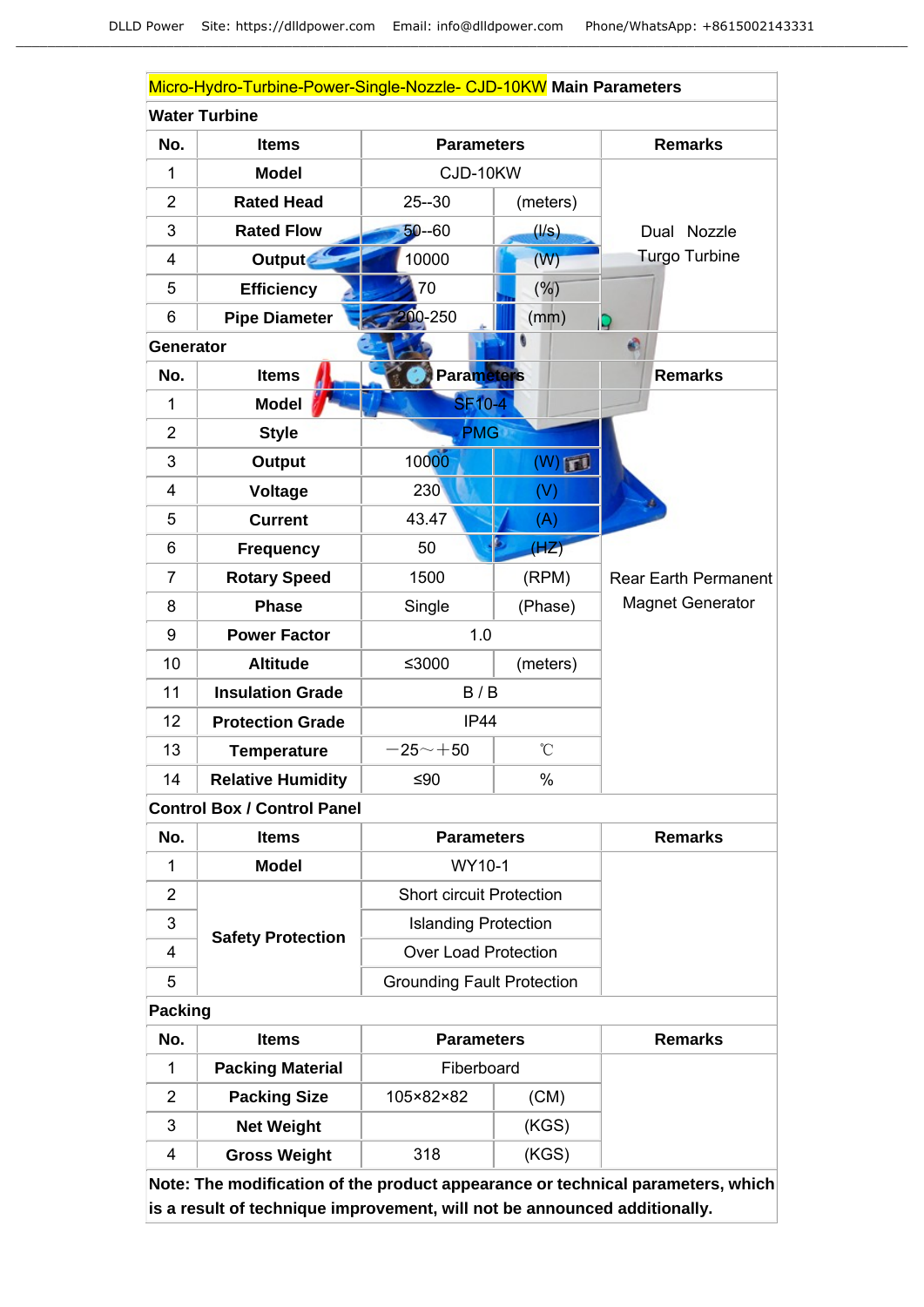| Micro-Hydro-Turbine-Power-Single-Nozzle- CJD-10KW **Main Parameters** | | | | |
|---|---|---|---|---|
| **Water Turbine** | | | | |
| **No.** | **Items** | **Parameters** | | **Remarks** |
| 1 | **Model** | CJD-10KW | | Dual Nozzle Turgo Turbine |
| 2 | **Rated Head** | 25--30 | (meters) | |
| 3 | **Rated Flow** | 50--60 | (l/s) | |
| 4 | **Output** | 10000 | (W) | |
| 5 | **Efficiency** | 70 | (%) | |
| 6 | **Pipe Diameter** | 200-250 | (mm) | |
| **Generator** | | | | |
| **No.** | **Items** | **Parameters** | | **Remarks** |
| 1 | **Model** | SF10-4 | | Rear Earth Permanent Magnet Generator |
| 2 | **Style** | PMG | | |
| 3 | **Output** | 10000 | (W) | |
| 4 | **Voltage** | 230 | (V) | |
| 5 | **Current** | 43.47 | (A) | |
| 6 | **Frequency** | 50 | (HZ) | |
| 7 | **Rotary Speed** | 1500 | (RPM) | |
| 8 | **Phase** | Single | (Phase) | |
| 9 | **Power Factor** | 1.0 | | |
| 10 | **Altitude** | ≤3000 | (meters) | |
| 11 | **Insulation Grade** | B / B | | |
| 12 | **Protection Grade** | IP44 | | |
| 13 | **Temperature** | −25～+50 | ℃ | |
| 14 | **Relative Humidity** | ≤90 | % | |
| **Control Box / Control Panel** | | | | |
| **No.** | **Items** | **Parameters** | | **Remarks** |
| 1 | **Model** | WY10-1 | | |
| 2 | **Safety Protection** | Short circuit Protection | | |
| 3 | | Islanding Protection | | |
| 4 | | Over Load Protection | | |
| 5 | | Grounding Fault Protection | | |
| **Packing** | | | | |
| **No.** | **Items** | **Parameters** | | **Remarks** |
| 1 | **Packing Material** | Fiberboard | | |
| 2 | **Packing Size** | 105×82×82 | (CM) | |
| 3 | **Net Weight** | | (KGS) | |
| 4 | **Gross Weight** | 318 | (KGS) | |

**Note: The modification of the product appearance or technical parameters, which is a result of technique improvement, will not be announced additionally.**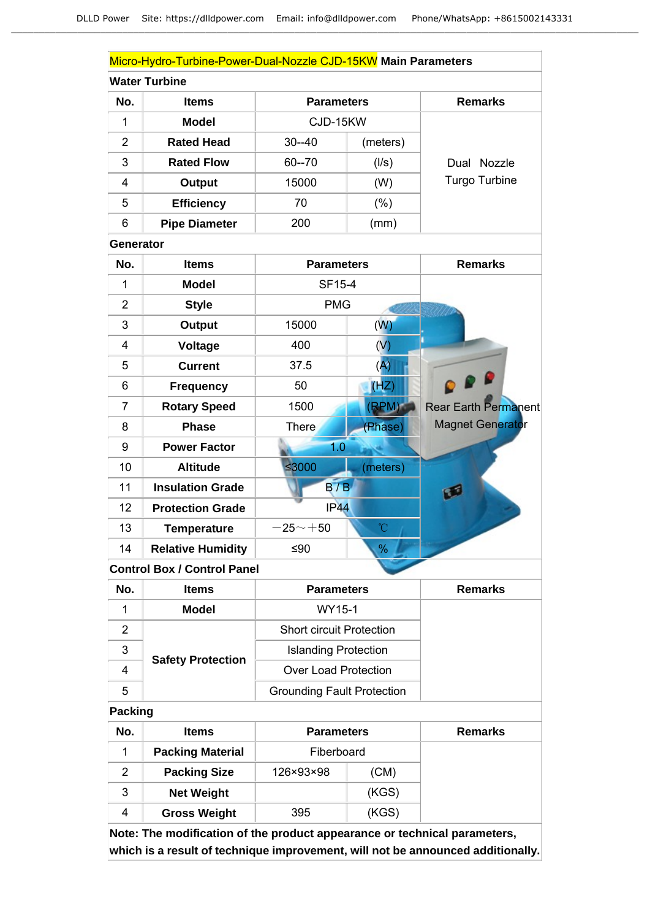## Micro-Hydro-Turbine-Power-Dual-Nozzle CJD-15KW Main Parameters

### Water Turbine

| No. | Items | Parameters | | Remarks |
|---|---|---|---|---|
| 1 | **Model** | CJD-15KW | | Dual Nozzle Turgo Turbine |
| 2 | **Rated Head** | 30--40 | (meters) | |
| 3 | **Rated Flow** | 60--70 | (l/s) | |
| 4 | **Output** | 15000 | (W) | |
| 5 | **Efficiency** | 70 | (%) | |
| 6 | **Pipe Diameter** | 200 | (mm) | |

### Generator

| No. | Items | Parameters | | Remarks |
|---|---|---|---|---|
| 1 | **Model** | SF15-4 | | Rear Earth Permanent Magnet Generator |
| 2 | **Style** | PMG | | |
| 3 | **Output** | 15000 | (W) | |
| 4 | **Voltage** | 400 | (V) | |
| 5 | **Current** | 37.5 | (A) | |
| 6 | **Frequency** | 50 | (HZ) | |
| 7 | **Rotary Speed** | 1500 | (RPM) | |
| 8 | **Phase** | There | (Phase) | |
| 9 | **Power Factor** | 1.0 | | |
| 10 | **Altitude** | ≤3000 | (meters) | |
| 11 | **Insulation Grade** | B / B | | |
| 12 | **Protection Grade** | IP44 | | |
| 13 | **Temperature** | －25～＋50 | ℃ | |
| 14 | **Relative Humidity** | ≤90 | % | |

### Control Box / Control Panel

| No. | Items | Parameters | Remarks |
|---|---|---|---|
| 1 | **Model** | WY15-1 | |
| 2 | **Safety Protection** | Short circuit Protection | |
| 3 | | Islanding Protection | |
| 4 | | Over Load Protection | |
| 5 | | Grounding Fault Protection | |

### Packing

| No. | Items | Parameters | | Remarks |
|---|---|---|---|---|
| 1 | **Packing Material** | Fiberboard | | |
| 2 | **Packing Size** | 126×93×98 | (CM) | |
| 3 | **Net Weight** | | (KGS) | |
| 4 | **Gross Weight** | 395 | (KGS) | |

**Note: The modification of the product appearance or technical parameters, which is a result of technique improvement, will not be announced additionally.**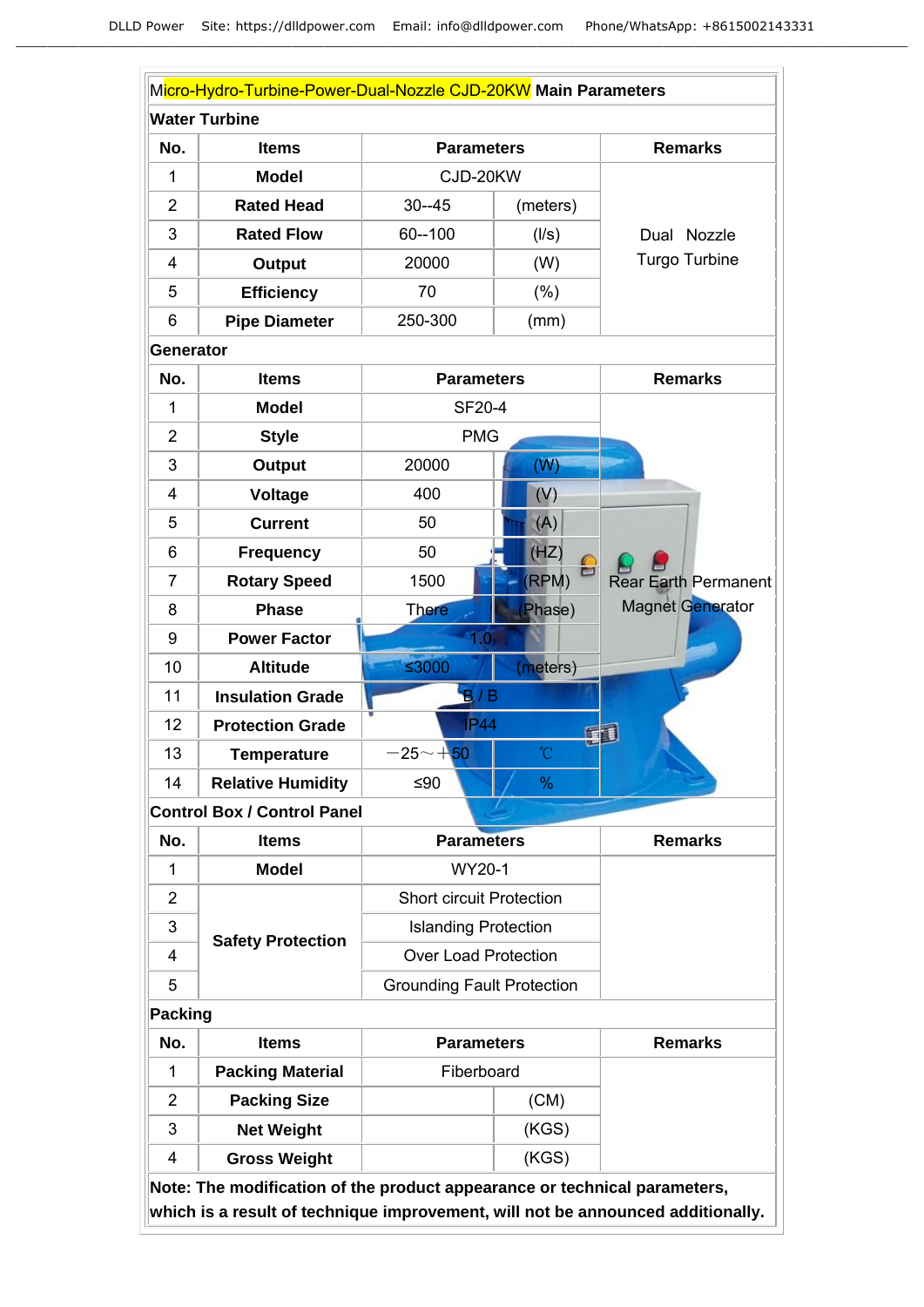## Micro-Hydro-Turbine-Power-Dual-Nozzle CJD-20KW Main Parameters

**Water Turbine**

| No. | Items | Parameters | | Remarks |
|---|---|---|---|---|
| 1 | **Model** | CJD-20KW | | Dual Nozzle Turgo Turbine |
| 2 | **Rated Head** | 30--45 | (meters) | |
| 3 | **Rated Flow** | 60--100 | (l/s) | |
| 4 | **Output** | 20000 | (W) | |
| 5 | **Efficiency** | 70 | (%) | |
| 6 | **Pipe Diameter** | 250-300 | (mm) | |

**Generator**

| No. | Items | Parameters | | Remarks |
|---|---|---|---|---|
| 1 | **Model** | SF20-4 | | Rear Earth Permanent Magnet Generator |
| 2 | **Style** | PMG | | |
| 3 | **Output** | 20000 | (W) | |
| 4 | **Voltage** | 400 | (V) | |
| 5 | **Current** | 50 | (A) | |
| 6 | **Frequency** | 50 | (HZ) | |
| 7 | **Rotary Speed** | 1500 | (RPM) | |
| 8 | **Phase** | There | (Phase) | |
| 9 | **Power Factor** | 1.0 | | |
| 10 | **Altitude** | ≤3000 | (meters) | |
| 11 | **Insulation Grade** | B / B | | |
| 12 | **Protection Grade** | IP44 | | |
| 13 | **Temperature** | −25～+50 | ℃ | |
| 14 | **Relative Humidity** | ≤90 | % | |

**Control Box / Control Panel**

| No. | Items | Parameters | Remarks |
|---|---|---|---|
| 1 | **Model** | WY20-1 | |
| 2 | **Safety Protection** | Short circuit Protection | |
| 3 | | Islanding Protection | |
| 4 | | Over Load Protection | |
| 5 | | Grounding Fault Protection | |

**Packing**

| No. | Items | Parameters | | Remarks |
|---|---|---|---|---|
| 1 | **Packing Material** | Fiberboard | | |
| 2 | **Packing Size** | | (CM) | |
| 3 | **Net Weight** | | (KGS) | |
| 4 | **Gross Weight** | | (KGS) | |

**Note: The modification of the product appearance or technical parameters, which is a result of technique improvement, will not be announced additionally.**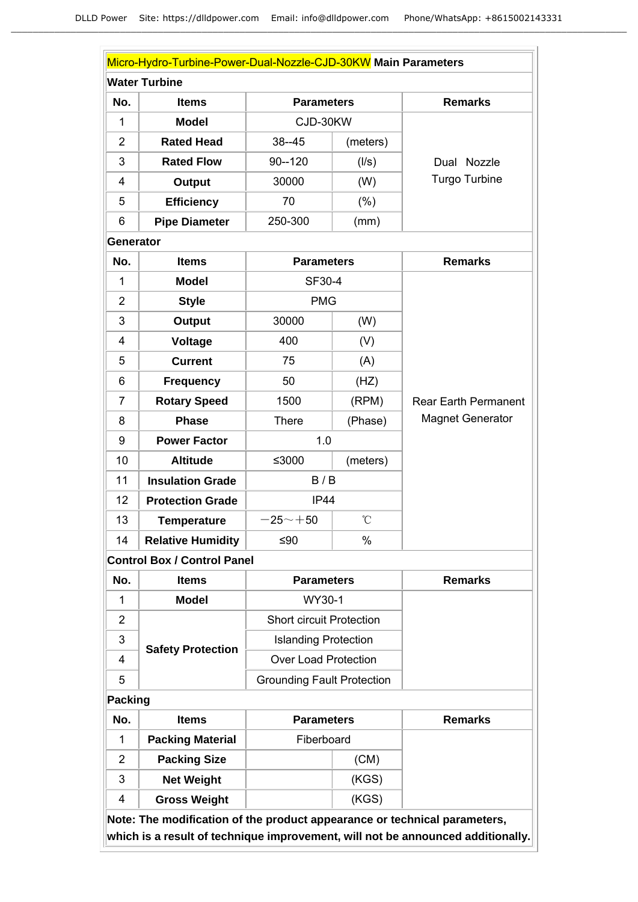## Micro-Hydro-Turbine-Power-Dual-Nozzle-CJD-30KW Main Parameters

**Water Turbine**

| No. | Items | Parameters | | Remarks |
|---|---|---|---|---|
| 1 | Model | CJD-30KW | | Dual Nozzle Turgo Turbine |
| 2 | Rated Head | 38--45 | (meters) | |
| 3 | Rated Flow | 90--120 | (l/s) | |
| 4 | Output | 30000 | (W) | |
| 5 | Efficiency | 70 | (%) | |
| 6 | Pipe Diameter | 250-300 | (mm) | |

**Generator**

| No. | Items | Parameters | | Remarks |
|---|---|---|---|---|
| 1 | Model | SF30-4 | | Rear Earth Permanent Magnet Generator |
| 2 | Style | PMG | | |
| 3 | Output | 30000 | (W) | |
| 4 | Voltage | 400 | (V) | |
| 5 | Current | 75 | (A) | |
| 6 | Frequency | 50 | (HZ) | |
| 7 | Rotary Speed | 1500 | (RPM) | |
| 8 | Phase | There | (Phase) | |
| 9 | Power Factor | 1.0 | | |
| 10 | Altitude | ≤3000 | (meters) | |
| 11 | Insulation Grade | B / B | | |
| 12 | Protection Grade | IP44 | | |
| 13 | Temperature | −25～+50 | ℃ | |
| 14 | Relative Humidity | ≤90 | % | |

**Control Box / Control Panel**

| No. | Items | Parameters | Remarks |
|---|---|---|---|
| 1 | Model | WY30-1 | |
| 2 | Safety Protection | Short circuit Protection | |
| 3 | | Islanding Protection | |
| 4 | | Over Load Protection | |
| 5 | | Grounding Fault Protection | |

**Packing**

| No. | Items | Parameters | | Remarks |
|---|---|---|---|---|
| 1 | Packing Material | Fiberboard | | |
| 2 | Packing Size | | (CM) | |
| 3 | Net Weight | | (KGS) | |
| 4 | Gross Weight | | (KGS) | |

**Note: The modification of the product appearance or technical parameters, which is a result of technique improvement, will not be announced additionally.**